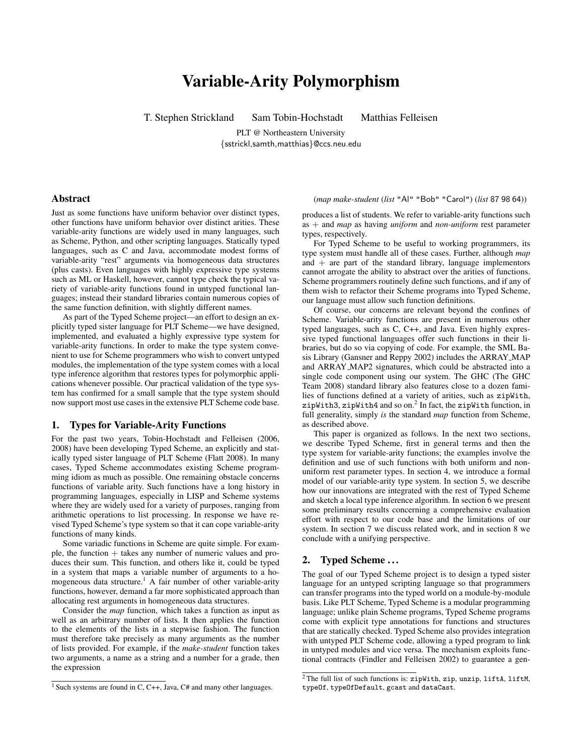# Variable-Arity Polymorphism

T. Stephen Strickland  Sam Tobin-Hochstadt  Matthias Felleisen

PLT @ Northeastern University
{sstrickl,samth,matthias}@ccs.neu.edu

## Abstract

Just as some functions have uniform behavior over distinct types, other functions have uniform behavior over distinct arities. These variable-arity functions are widely used in many languages, such as Scheme, Python, and other scripting languages. Statically typed languages, such as C and Java, accommodate modest forms of variable-arity "rest" arguments via homogeneous data structures (plus casts). Even languages with highly expressive type systems such as ML or Haskell, however, cannot type check the typical variety of variable-arity functions found in untyped functional languages; instead their standard libraries contain numerous copies of the same function definition, with slightly different names.

As part of the Typed Scheme project—an effort to design an explicitly typed sister language for PLT Scheme—we have designed, implemented, and evaluated a highly expressive type system for variable-arity functions. In order to make the type system convenient to use for Scheme programmers who wish to convert untyped modules, the implementation of the type system comes with a local type inference algorithm that restores types for polymorphic applications whenever possible. Our practical validation of the type system has confirmed for a small sample that the type system should now support most use cases in the extensive PLT Scheme code base.

## 1. Types for Variable-Arity Functions

For the past two years, Tobin-Hochstadt and Felleisen (2006, 2008) have been developing Typed Scheme, an explicitly and statically typed sister language of PLT Scheme (Flatt 2008). In many cases, Typed Scheme accommodates existing Scheme programming idiom as much as possible. One remaining obstacle concerns functions of variable arity. Such functions have a long history in programming languages, especially in LISP and Scheme systems where they are widely used for a variety of purposes, ranging from arithmetic operations to list processing. In response we have revised Typed Scheme's type system so that it can cope variable-arity functions of many kinds.

Some variadic functions in Scheme are quite simple. For example, the function $+$ takes any number of numeric values and produces their sum. This function, and others like it, could be typed in a system that maps a variable number of arguments to a homogeneous data structure.[1] A fair number of other variable-arity functions, however, demand a far more sophisticated approach than allocating rest arguments in homogeneous data structures.

Consider the *map* function, which takes a function as input as well as an arbitrary number of lists. It then applies the function to the elements of the lists in a stepwise fashion. The function must therefore take precisely as many arguments as the number of lists provided. For example, if the *make-student* function takes two arguments, a name as a string and a number for a grade, then the expression

(*map make-student* (*list* "Al" "Bob" "Carol") (*list* 87 98 64))

produces a list of students. We refer to variable-arity functions such as $+$ and *map* as having *uniform* and *non-uniform* rest parameter types, respectively.

For Typed Scheme to be useful to working programmers, its type system must handle all of these cases. Further, although *map* and $+$ are part of the standard library, language implementors cannot arrogate the ability to abstract over the arities of functions. Scheme programmers routinely define such functions, and if any of them wish to refactor their Scheme programs into Typed Scheme, our language must allow such function definitions.

Of course, our concerns are relevant beyond the confines of Scheme. Variable-arity functions are present in numerous other typed languages, such as C, C++, and Java. Even highly expressive typed functional languages offer such functions in their libraries, but do so via copying of code. For example, the SML Basis Library (Gansner and Reppy 2002) includes the ARRAY_MAP and ARRAY_MAP2 signatures, which could be abstracted into a single code component using our system. The GHC (The GHC Team 2008) standard library also features close to a dozen families of functions defined at a variety of arities, such as `zipWith`, `zipWith3`, `zipWith4` and so on.[2] In fact, the `zipWith` function, in full generality, simply *is* the standard *map* function from Scheme, as described above.

This paper is organized as follows. In the next two sections, we describe Typed Scheme, first in general terms and then the type system for variable-arity functions; the examples involve the definition and use of such functions with both uniform and non-uniform rest parameter types. In section 4, we introduce a formal model of our variable-arity type system. In section 5, we describe how our innovations are integrated with the rest of Typed Scheme and sketch a local type inference algorithm. In section 6 we present some preliminary results concerning a comprehensive evaluation effort with respect to our code base and the limitations of our system. In section 7 we discuss related work, and in section 8 we conclude with a unifying perspective.

## 2. Typed Scheme ...

The goal of our Typed Scheme project is to design a typed sister language for an untyped scripting language so that programmers can transfer programs into the typed world on a module-by-module basis. Like PLT Scheme, Typed Scheme is a modular programming language; unlike plain Scheme programs, Typed Scheme programs come with explicit type annotations for functions and structures that are statically checked. Typed Scheme also provides integration with untyped PLT Scheme code, allowing a typed program to link in untyped modules and vice versa. The mechanism exploits functional contracts (Findler and Felleisen 2002) to guarantee a gen-

---

[1] Such systems are found in C, C++, Java, C# and many other languages.

[2] The full list of such functions is: `zipWith`, `zip`, `unzip`, `liftA`, `liftM`, `typeOf`, `typeOfDefault`, `gcast` and `dataCast`.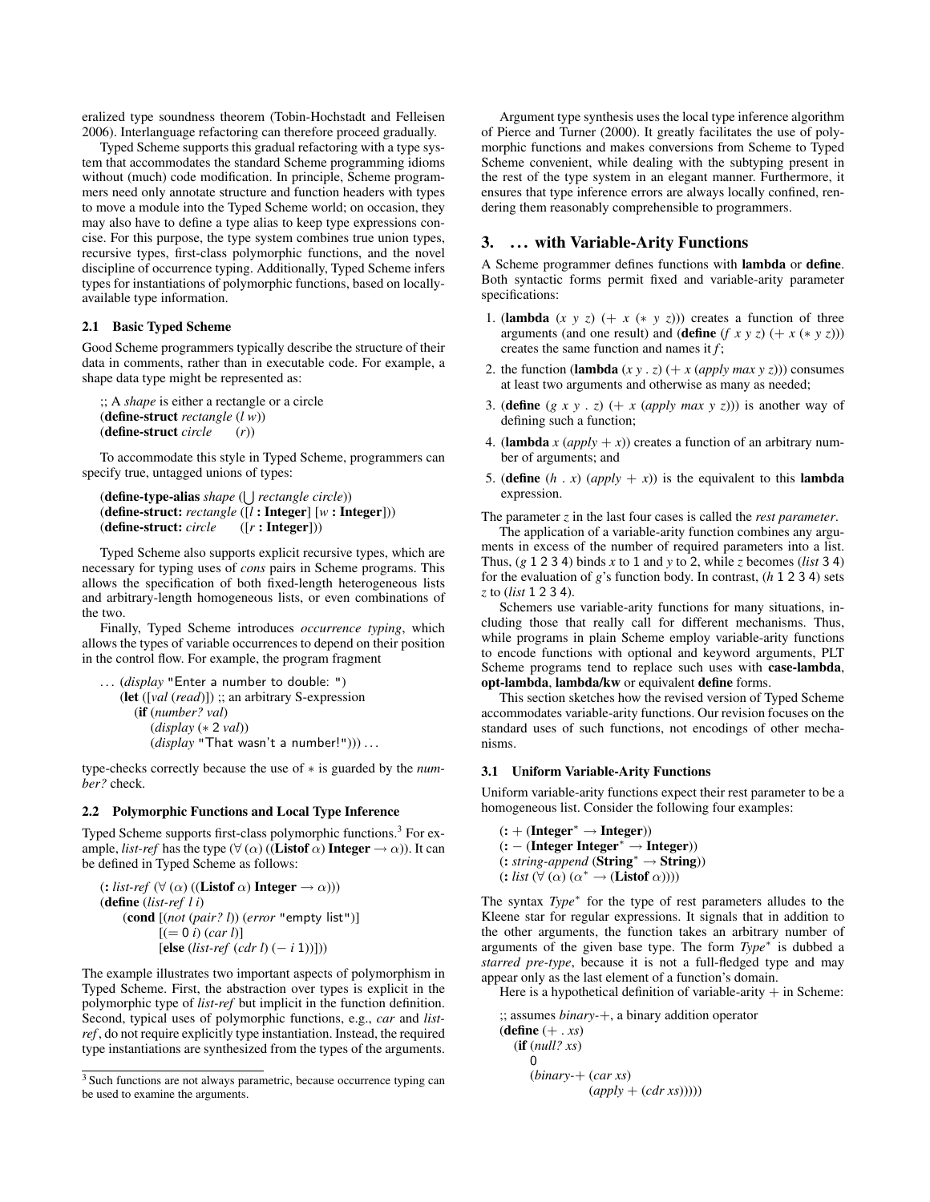eralized type soundness theorem (Tobin-Hochstadt and Felleisen 2006). Interlanguage refactoring can therefore proceed gradually.

Typed Scheme supports this gradual refactoring with a type system that accommodates the standard Scheme programming idioms without (much) code modification. In principle, Scheme programmers need only annotate structure and function headers with types to move a module into the Typed Scheme world; on occasion, they may also have to define a type alias to keep type expressions concise. For this purpose, the type system combines true union types, recursive types, first-class polymorphic functions, and the novel discipline of occurrence typing. Additionally, Typed Scheme infers types for instantiations of polymorphic functions, based on locally-available type information.

### 2.1 Basic Typed Scheme

Good Scheme programmers typically describe the structure of their data in comments, rather than in executable code. For example, a shape data type might be represented as:

```
;; A shape is either a rectangle or a circle
(define-struct rectangle (l w))
(define-struct circle    (r))
```

To accommodate this style in Typed Scheme, programmers can specify true, untagged unions of types:

```
(define-type-alias shape (⋃ rectangle circle))
(define-struct: rectangle ([l : Integer] [w : Integer]))
(define-struct: circle    ([r : Integer]))
```

Typed Scheme also supports explicit recursive types, which are necessary for typing uses of *cons* pairs in Scheme programs. This allows the specification of both fixed-length heterogeneous lists and arbitrary-length homogeneous lists, or even combinations of the two.

Finally, Typed Scheme introduces *occurrence typing*, which allows the types of variable occurrences to depend on their position in the control flow. For example, the program fragment

```
... (display "Enter a number to double: ")
    (let ([val (read)]) ;; an arbitrary S-expression
      (if (number? val)
          (display (* 2 val))
          (display "That wasn't a number!"))) ...
```

type-checks correctly because the use of $*$ is guarded by the *number?* check.

### 2.2 Polymorphic Functions and Local Type Inference

Typed Scheme supports first-class polymorphic functions.[3] For example, *list-ref* has the type (∀ (α) ((**Listof** α) **Integer** → α)). It can be defined in Typed Scheme as follows:

```
(: list-ref (∀ (α) ((Listof α) Integer → α)))
(define (list-ref l i)
  (cond [(not (pair? l)) (error "empty list")]
        [(= 0 i) (car l)]
        [else (list-ref (cdr l) (- i 1))]))
```

The example illustrates two important aspects of polymorphism in Typed Scheme. First, the abstraction over types is explicit in the polymorphic type of *list-ref* but implicit in the function definition. Second, typical uses of polymorphic functions, e.g., *car* and *list-ref*, do not require explicitly type instantiation. Instead, the required type instantiations are synthesized from the types of the arguments.

[3] Such functions are not always parametric, because occurrence typing can be used to examine the arguments.

Argument type synthesis uses the local type inference algorithm of Pierce and Turner (2000). It greatly facilitates the use of polymorphic functions and makes conversions from Scheme to Typed Scheme convenient, while dealing with the subtyping present in the rest of the type system in an elegant manner. Furthermore, it ensures that type inference errors are always locally confined, rendering them reasonably comprehensible to programmers.

## 3. ... with Variable-Arity Functions

A Scheme programmer defines functions with **lambda** or **define**. Both syntactic forms permit fixed and variable-arity parameter specifications:

1. (**lambda** (*x y z*) (+ *x* (∗ *y z*))) creates a function of three arguments (and one result) and (**define** (*f x y z*) (+ *x* (∗ *y z*))) creates the same function and names it *f*;
2. the function (**lambda** (*x y . z*) (+ *x* (*apply max y z*))) consumes at least two arguments and otherwise as many as needed;
3. (**define** (*g x y . z*) (+ *x* (*apply max y z*))) is another way of defining such a function;
4. (**lambda** *x* (*apply* + *x*)) creates a function of an arbitrary number of arguments; and
5. (**define** (*h . x*) (*apply* + *x*)) is the equivalent to this **lambda** expression.

The parameter *z* in the last four cases is called the *rest parameter*.

The application of a variable-arity function combines any arguments in excess of the number of required parameters into a list. Thus, (*g* 1 2 3 4) binds *x* to 1 and *y* to 2, while *z* becomes (*list* 3 4) for the evaluation of *g*'s function body. In contrast, (*h* 1 2 3 4) sets *z* to (*list* 1 2 3 4).

Schemers use variable-arity functions for many situations, including those that really call for different mechanisms. Thus, while programs in plain Scheme employ variable-arity functions to encode functions with optional and keyword arguments, PLT Scheme programs tend to replace such uses with **case-lambda**, **opt-lambda**, **lambda/kw** or equivalent **define** forms.

This section sketches how the revised version of Typed Scheme accommodates variable-arity functions. Our revision focuses on the standard uses of such functions, not encodings of other mechanisms.

### 3.1 Uniform Variable-Arity Functions

Uniform variable-arity functions expect their rest parameter to be a homogeneous list. Consider the following four examples:

```
(: + (Integer* → Integer))
(: - (Integer Integer* → Integer))
(: string-append (String* → String))
(: list (∀ (α) (α* → (Listof α))))
```

The syntax *Type*$^*$ for the type of rest parameters alludes to the Kleene star for regular expressions. It signals that in addition to the other arguments, the function takes an arbitrary number of arguments of the given base type. The form *Type*$^*$ is dubbed a *starred pre-type*, because it is not a full-fledged type and may appear only as the last element of a function's domain.

Here is a hypothetical definition of variable-arity + in Scheme:

```
;; assumes binary-+, a binary addition operator
(define (+ . xs)
  (if (null? xs)
      0
      (binary-+ (car xs)
                (apply + (cdr xs)))))
```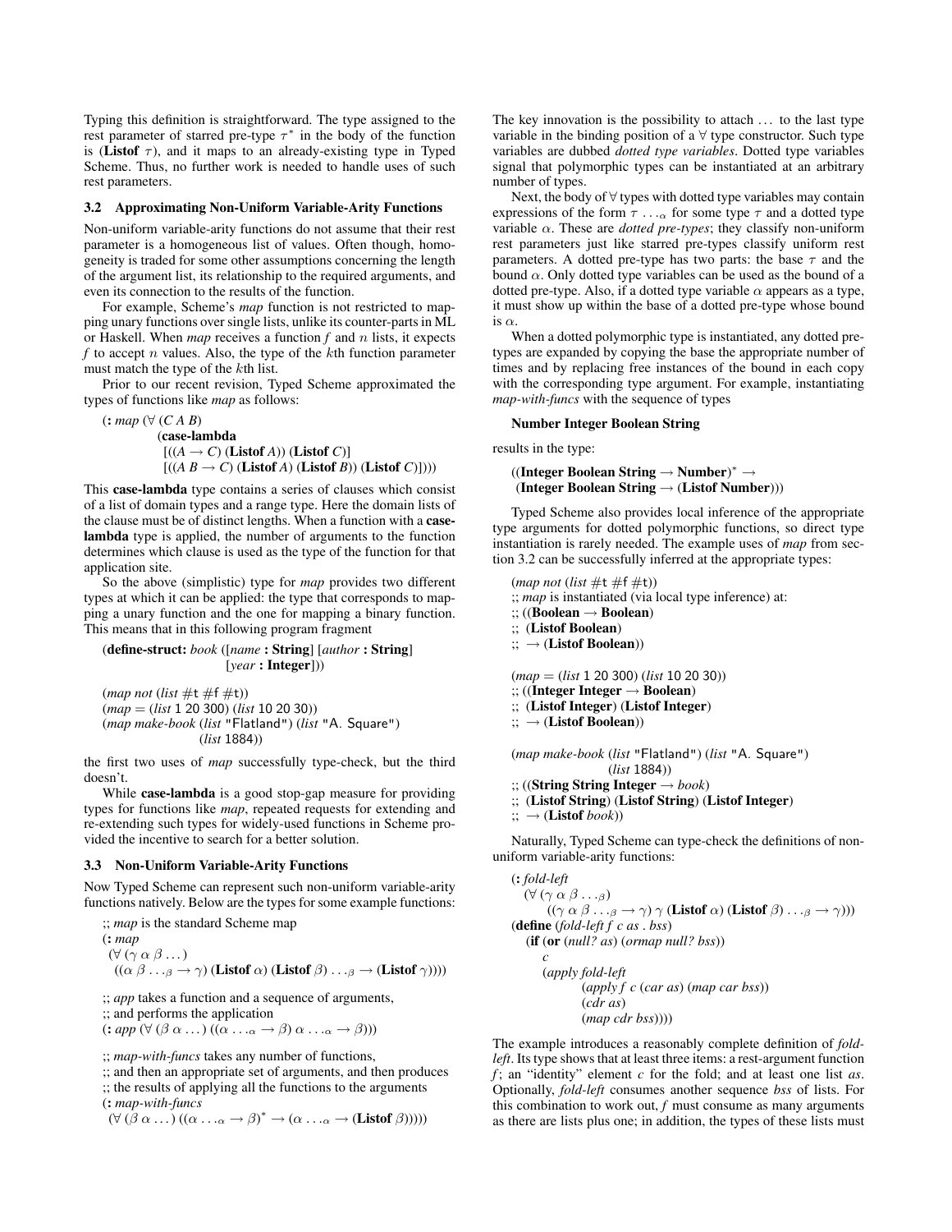Typing this definition is straightforward. The type assigned to the rest parameter of starred pre-type $\tau^*$ in the body of the function is (**Listof** $\tau$), and it maps to an already-existing type in Typed Scheme. Thus, no further work is needed to handle uses of such rest parameters.

### 3.2 Approximating Non-Uniform Variable-Arity Functions

Non-uniform variable-arity functions do not assume that their rest parameter is a homogeneous list of values. Often though, homogeneity is traded for some other assumptions concerning the length of the argument list, its relationship to the required arguments, and even its connection to the results of the function.

For example, Scheme's *map* function is not restricted to mapping unary functions over single lists, unlike its counter-parts in ML or Haskell. When *map* receives a function $f$ and $n$ lists, it expects $f$ to accept $n$ values. Also, the type of the $k$th function parameter must match the type of the $k$th list.

Prior to our recent revision, Typed Scheme approximated the types of functions like *map* as follows:

```
(: map (∀ (C A B)
          (case-lambda
            [((A → C) (Listof A)) (Listof C)]
            [((A B → C) (Listof A) (Listof B)) (Listof C)])))
```

This **case-lambda** type contains a series of clauses which consist of a list of domain types and a range type. Here the domain lists of the clause must be of distinct lengths. When a function with a **case-lambda** type is applied, the number of arguments to the function determines which clause is used as the type of the function for that application site.

So the above (simplistic) type for *map* provides two different types at which it can be applied: the type that corresponds to mapping a unary function and the one for mapping a binary function. This means that in this following program fragment

```
(define-struct: book ([name : String] [author : String]
                      [year : Integer]))

(map not (list #t #f #t))
(map = (list 1 20 300) (list 10 20 30))
(map make-book (list "Flatland") (list "A. Square")
               (list 1884))
```

the first two uses of *map* successfully type-check, but the third doesn't.

While **case-lambda** is a good stop-gap measure for providing types for functions like *map*, repeated requests for extending and re-extending such types for widely-used functions in Scheme provided the incentive to search for a better solution.

### 3.3 Non-Uniform Variable-Arity Functions

Now Typed Scheme can represent such non-uniform variable-arity functions natively. Below are the types for some example functions:

```
;; map is the standard Scheme map
(: map
 (∀ (γ α β ...)
  ((α β ..._β → γ) (Listof α) (Listof β) ..._β → (Listof γ))))

;; app takes a function and a sequence of arguments,
;; and performs the application
(: app (∀ (β α ...) ((α ..._α → β) α ..._α → β)))

;; map-with-funcs takes any number of functions,
;; and then an appropriate set of arguments, and then produces
;; the results of applying all the functions to the arguments
(: map-with-funcs
 (∀ (β α ...) ((α ..._α → β)* → (α ..._α → (Listof β)))))
```

The key innovation is the possibility to attach ... to the last type variable in the binding position of a $\forall$ type constructor. Such type variables are dubbed *dotted type variables*. Dotted type variables signal that polymorphic types can be instantiated at an arbitrary number of types.

Next, the body of $\forall$ types with dotted type variables may contain expressions of the form $\tau \ldots_\alpha$ for some type $\tau$ and a dotted type variable $\alpha$. These are *dotted pre-types*; they classify non-uniform rest parameters just like starred pre-types classify uniform rest parameters. A dotted pre-type has two parts: the base $\tau$ and the bound $\alpha$. Only dotted type variables can be used as the bound of a dotted pre-type. Also, if a dotted type variable $\alpha$ appears as a type, it must show up within the base of a dotted pre-type whose bound is $\alpha$.

When a dotted polymorphic type is instantiated, any dotted pre-types are expanded by copying the base the appropriate number of times and by replacing free instances of the bound in each copy with the corresponding type argument. For example, instantiating *map-with-funcs* with the sequence of types

**Number Integer Boolean String**

results in the type:

```
((Integer Boolean String → Number)* →
 (Integer Boolean String → (Listof Number)))
```

Typed Scheme also provides local inference of the appropriate type arguments for dotted polymorphic functions, so direct type instantiation is rarely needed. The example uses of *map* from section 3.2 can be successfully inferred at the appropriate types:

```
(map not (list #t #f #t))
;; map is instantiated (via local type inference) at:
;; ((Boolean → Boolean)
;;  (Listof Boolean)
;;  → (Listof Boolean))

(map = (list 1 20 300) (list 10 20 30))
;; ((Integer Integer → Boolean)
;;  (Listof Integer) (Listof Integer)
;;  → (Listof Boolean))

(map make-book (list "Flatland") (list "A. Square")
               (list 1884))
;; ((String String Integer → book)
;;  (Listof String) (Listof String) (Listof Integer)
;;  → (Listof book))
```

Naturally, Typed Scheme can type-check the definitions of non-uniform variable-arity functions:

```
(: fold-left
   (∀ (γ α β ..._β)
      ((γ α β ..._β → γ) γ (Listof α) (Listof β) ..._β → γ)))
(define (fold-left f c as . bss)
  (if (or (null? as) (ormap null? bss))
      c
      (apply fold-left
             (apply f c (car as) (map car bss))
             (cdr as)
             (map cdr bss))))
```

The example introduces a reasonably complete definition of *fold-left*. Its type shows that at least three items: a rest-argument function $f$; an "identity" element $c$ for the fold; and at least one list *as*. Optionally, *fold-left* consumes another sequence *bss* of lists. For this combination to work out, $f$ must consume as many arguments as there are lists plus one; in addition, the types of these lists must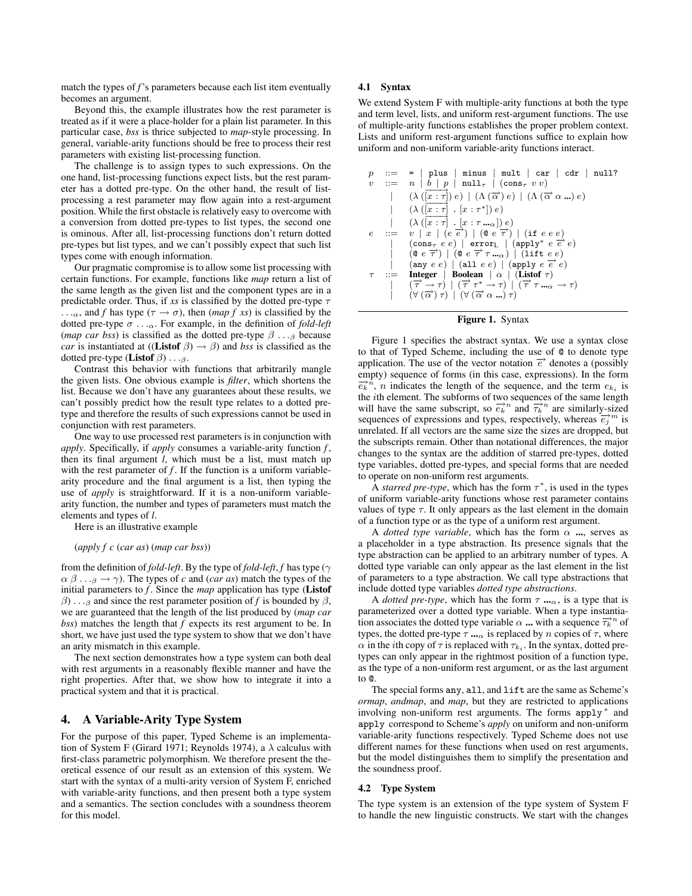match the types of *f*'s parameters because each list item eventually becomes an argument.

Beyond this, the example illustrates how the rest parameter is treated as if it were a place-holder for a plain list parameter. In this particular case, *bss* is thrice subjected to *map*-style processing. In general, variable-arity functions should be free to process their rest parameters with existing list-processing function.

The challenge is to assign types to such expressions. On the one hand, list-processing functions expect lists, but the rest parameter has a dotted pre-type. On the other hand, the result of list-processing a rest parameter may flow again into a rest-argument position. While the first obstacle is relatively easy to overcome with a conversion from dotted pre-types to list types, the second one is ominous. After all, list-processing functions don't return dotted pre-types but list types, and we can't possibly expect that such list types come with enough information.

Our pragmatic compromise is to allow some list processing with certain functions. For example, functions like *map* return a list of the same length as the given list and the component types are in a predictable order. Thus, if *xs* is classified by the dotted pre-type $\tau \ldots_\alpha$, and *f* has type $(\tau \to \sigma)$, then (*map f xs*) is classified by the dotted pre-type $\sigma \ldots_\alpha$. For example, in the definition of *fold-left* (*map car bss*) is classified as the dotted pre-type $\beta \ldots_\beta$ because *car* is instantiated at $((\textbf{Listof}\ \beta) \to \beta)$ and *bss* is classified as the dotted pre-type $(\textbf{Listof}\ \beta) \ldots_\beta$.

Contrast this behavior with functions that arbitrarily mangle the given lists. One obvious example is *filter*, which shortens the list. Because we don't have any guarantees about these results, we can't possibly predict how the result type relates to a dotted pre-type and therefore the results of such expressions cannot be used in conjunction with rest parameters.

One way to use processed rest parameters is in conjunction with *apply*. Specifically, if *apply* consumes a variable-arity function *f*, then its final argument *l*, which must be a list, must match up with the rest parameter of *f*. If the function is a uniform variable-arity procedure and the final argument is a list, then typing the use of *apply* is straightforward. If it is a non-uniform variable-arity function, the number and types of parameters must match the elements and types of *l*.

Here is an illustrative example

(*apply f c* (*car as*) (*map car bss*))

from the definition of *fold-left*. By the type of *fold-left*, *f* has type $(\gamma\ \alpha\ \beta \ldots_\beta \to \gamma)$. The types of *c* and (*car as*) match the types of the initial parameters to *f*. Since the *map* application has type $(\textbf{Listof}\ \beta) \ldots_\beta$ and since the rest parameter position of *f* is bounded by $\beta$, we are guaranteed that the length of the list produced by (*map car bss*) matches the length that *f* expects its rest argument to be. In short, we have just used the type system to show that we don't have an arity mismatch in this example.

The next section demonstrates how a type system can both deal with rest arguments in a reasonably flexible manner and have the right properties. After that, we show how to integrate it into a practical system and that it is practical.

## 4. A Variable-Arity Type System

For the purpose of this paper, Typed Scheme is an implementation of System F (Girard 1971; Reynolds 1974), a $\lambda$ calculus with first-class parametric polymorphism. We therefore present the theoretical essence of our result as an extension of this system. We start with the syntax of a multi-arity version of System F, enriched with variable-arity functions, and then present both a type system and a semantics. The section concludes with a soundness theorem for this model.

### 4.1 Syntax

We extend System F with multiple-arity functions at both the type and term level, lists, and uniform rest-argument functions. The use of multiple-arity functions establishes the proper problem context. Lists and uniform rest-argument functions suffice to explain how uniform and non-uniform variable-arity functions interact.

$$
\begin{array}{lcl}
p & ::= & \texttt{=} \mid \texttt{plus} \mid \texttt{minus} \mid \texttt{mult} \mid \texttt{car} \mid \texttt{cdr} \mid \texttt{null?} \\
v & ::= & n \mid b \mid p \mid \texttt{null}_\tau \mid (\texttt{cons}_\tau\ v\ v) \\
 & \mid & (\lambda\ (\overrightarrow{[x:\tau]})\ e) \mid (\Lambda\ (\overrightarrow{\alpha})\ e) \mid (\Lambda\ (\overrightarrow{\alpha}\ \alpha\ \textbf{...})\ e) \\
 & \mid & (\lambda\ (\overrightarrow{[x:\tau]}\ .\ [x:\tau^*])\ e) \\
 & \mid & (\lambda\ (\overrightarrow{[x:\tau]}\ .\ [x:\tau\ \textbf{...}_\alpha])\ e) \\
e & ::= & v \mid x \mid (e\ \overrightarrow{e}) \mid (\texttt{@}\ e\ \overrightarrow{\tau}) \mid (\texttt{if}\ e\ e\ e) \\
 & \mid & (\texttt{cons}_\tau\ e\ e) \mid \texttt{error}_\text{L} \mid (\texttt{apply}^*\ e\ \overrightarrow{e}\ e) \\
 & \mid & (\texttt{@}\ e\ \overrightarrow{\tau}) \mid (\texttt{@}\ e\ \overrightarrow{\tau}\ \tau\ \textbf{...}_\alpha) \mid (\texttt{lift}\ e\ e) \\
 & \mid & (\texttt{any}\ e\ e) \mid (\texttt{all}\ e\ e) \mid (\texttt{apply}\ e\ \overrightarrow{e}\ e) \\
\tau & ::= & \textbf{Integer} \mid \textbf{Boolean} \mid \alpha \mid (\textbf{Listof}\ \tau) \\
 & \mid & (\overrightarrow{\tau} \to \tau) \mid (\overrightarrow{\tau}\ \tau^* \to \tau) \mid (\overrightarrow{\tau}\ \tau\ \textbf{...}_\alpha \to \tau) \\
 & \mid & (\forall\ (\overrightarrow{\alpha})\ \tau) \mid (\forall\ (\overrightarrow{\alpha}\ \alpha\ \textbf{...})\ \tau)
\end{array}
$$

**Figure 1.** Syntax

Figure 1 specifies the abstract syntax. We use a syntax close to that of Typed Scheme, including the use of `@` to denote type application. The use of the vector notation $\overrightarrow{e}$ denotes a (possibly empty) sequence of forms (in this case, expressions). In the form $\overrightarrow{e_k}^n$, $n$ indicates the length of the sequence, and the term $e_{k_i}$ is the $i$th element. The subforms of two sequences of the same length will have the same subscript, so $\overrightarrow{e_k}^n$ and $\overrightarrow{\tau_k}^n$ are similarly-sized sequences of expressions and types, respectively, whereas $\overrightarrow{e_j}^m$ is unrelated. If all vectors are the same size the sizes are dropped, but the subscripts remain. Other than notational differences, the major changes to the syntax are the addition of starred pre-types, dotted type variables, dotted pre-types, and special forms that are needed to operate on non-uniform rest arguments.

A *starred pre-type*, which has the form $\tau^*$, is used in the types of uniform variable-arity functions whose rest parameter contains values of type $\tau$. It only appears as the last element in the domain of a function type or as the type of a uniform rest argument.

A *dotted type variable*, which has the form $\alpha\ \textbf{...}$, serves as a placeholder in a type abstraction. Its presence signals that the type abstraction can be applied to an arbitrary number of types. A dotted type variable can only appear as the last element in the list of parameters to a type abstraction. We call type abstractions that include dotted type variables *dotted type abstractions*.

A *dotted pre-type*, which has the form $\tau\ \textbf{...}_\alpha$, is a type that is parameterized over a dotted type variable. When a type instantiation associates the dotted type variable $\alpha\ \textbf{...}$ with a sequence $\overrightarrow{\tau_k}^n$ of types, the dotted pre-type $\tau\ \textbf{...}_\alpha$ is replaced by $n$ copies of $\tau$, where $\alpha$ in the $i$th copy of $\tau$ is replaced with $\tau_{k_i}$. In the syntax, dotted pre-types can only appear in the rightmost position of a function type, as the type of a non-uniform rest argument, or as the last argument to `@`.

The special forms `any`, `all`, and `lift` are the same as Scheme's *ormap*, *andmap*, and *map*, but they are restricted to applications involving non-uniform rest arguments. The forms `apply`$^*$ and `apply` correspond to Scheme's *apply* on uniform and non-uniform variable-arity functions respectively. Typed Scheme does not use different names for these functions when used on rest arguments, but the model distinguishes them to simplify the presentation and the soundness proof.

### 4.2 Type System

The type system is an extension of the type system of System F to handle the new linguistic constructs. We start with the changes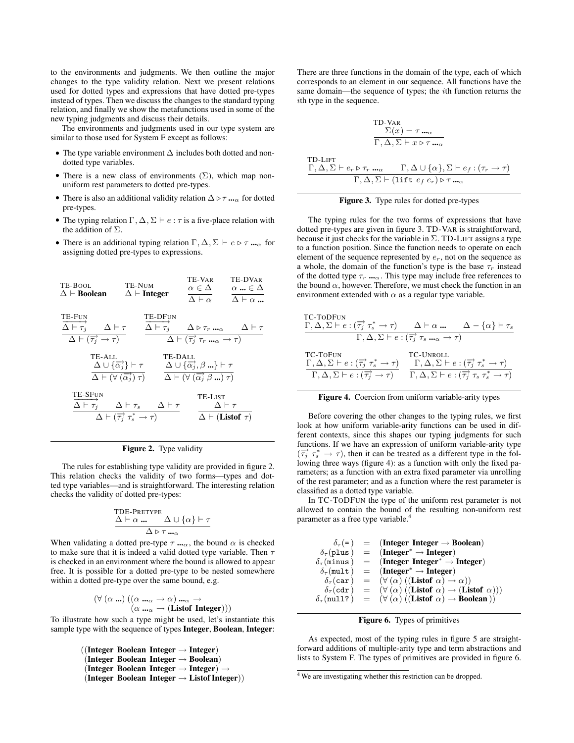to the environments and judgments. We then outline the major changes to the type validity relation. Next we present relations used for dotted types and expressions that have dotted pre-types instead of types. Then we discuss the changes to the standard typing relation, and finally we show the metafunctions used in some of the new typing judgments and discuss their details.

The environments and judgments used in our type system are similar to those used for System F except as follows:

- The type variable environment $\Delta$ includes both dotted and non-dotted type variables.
- There is a new class of environments ($\Sigma$), which map non-uniform rest parameters to dotted pre-types.
- There is also an additional validity relation $\Delta \triangleright \tau \dots_\alpha$ for dotted pre-types.
- The typing relation $\Gamma, \Delta, \Sigma \vdash e : \tau$ is a five-place relation with the addition of $\Sigma$.
- There is an additional typing relation $\Gamma, \Delta, \Sigma \vdash e \triangleright \tau \dots_\alpha$ for assigning dotted pre-types to expressions.

TE-Bool: $\Delta \vdash \textbf{Boolean}$

TE-Num: $\Delta \vdash \textbf{Integer}$

TE-Var:
$$\frac{\alpha \in \Delta}{\Delta \vdash \alpha}$$

TE-DVar:
$$\frac{\alpha \dots \in \Delta}{\Delta \vdash \alpha \dots}$$

TE-Fun:
$$\frac{\overrightarrow{\Delta \vdash \tau_j} \quad \Delta \vdash \tau}{\Delta \vdash (\overrightarrow{\tau_j} \rightarrow \tau)}$$

TE-DFun:
$$\frac{\overrightarrow{\Delta \vdash \tau_j} \quad \Delta \triangleright \tau_r \dots_\alpha \quad \Delta \vdash \tau}{\Delta \vdash (\overrightarrow{\tau_j}\ \tau_r \dots_\alpha \rightarrow \tau)}$$

TE-All:
$$\frac{\Delta \cup \{\overrightarrow{\alpha_j}\} \vdash \tau}{\Delta \vdash (\forall\ (\overrightarrow{\alpha_j})\ \tau)}$$

TE-DAll:
$$\frac{\Delta \cup \{\overrightarrow{\alpha_j}, \beta \dots\} \vdash \tau}{\Delta \vdash (\forall\ (\overrightarrow{\alpha_j}\ \beta \dots)\ \tau)}$$

TE-SFun:
$$\frac{\overrightarrow{\Delta \vdash \tau_j} \quad \Delta \vdash \tau_s \quad \Delta \vdash \tau}{\Delta \vdash (\overrightarrow{\tau_j}\ \tau_s^* \rightarrow \tau)}$$

TE-List:
$$\frac{\Delta \vdash \tau}{\Delta \vdash (\textbf{Listof}\ \tau)}$$

**Figure 2.** Type validity

The rules for establishing type validity are provided in figure 2. This relation checks the validity of two forms—types and dotted type variables—and is straightforward. The interesting relation checks the validity of dotted pre-types:

TDE-Pretype:
$$\frac{\Delta \vdash \alpha \dots \quad \Delta \cup \{\alpha\} \vdash \tau}{\Delta \triangleright \tau \dots_\alpha}$$

When validating a dotted pre-type $\tau \dots_\alpha$, the bound $\alpha$ is checked to make sure that it is indeed a valid dotted type variable. Then $\tau$ is checked in an environment where the bound is allowed to appear free. It is possible for a dotted pre-type to be nested somewhere within a dotted pre-type over the same bound, e.g.

$$(\forall\ (\alpha \dots)\ ((\alpha \dots_\alpha \rightarrow \alpha) \dots_\alpha \rightarrow (\alpha \dots_\alpha \rightarrow (\textbf{Listof Integer}))))$$

To illustrate how such a type might be used, let's instantiate this sample type with the sequence of types **Integer**, **Boolean**, **Integer**:

$$\begin{array}{l}((\textbf{Integer Boolean Integer} \rightarrow \textbf{Integer}) \\ \ (\textbf{Integer Boolean Integer} \rightarrow \textbf{Boolean}) \\ \ (\textbf{Integer Boolean Integer} \rightarrow \textbf{Integer}) \rightarrow \\ \ (\textbf{Integer Boolean Integer} \rightarrow \textbf{Listof Integer}))\end{array}$$

There are three functions in the domain of the type, each of which corresponds to an element in our sequence. All functions have the same domain—the sequence of types; the $i$th function returns the $i$th type in the sequence.

TD-Var:
$$\frac{\Sigma(x) = \tau \dots_\alpha}{\Gamma, \Delta, \Sigma \vdash x \triangleright \tau \dots_\alpha}$$

TD-Lift:
$$\frac{\Gamma, \Delta, \Sigma \vdash e_r \triangleright \tau_r \dots_\alpha \quad \Gamma, \Delta \cup \{\alpha\}, \Sigma \vdash e_f : (\tau_r \rightarrow \tau)}{\Gamma, \Delta, \Sigma \vdash (\texttt{lift}\ e_f\ e_r) \triangleright \tau \dots_\alpha}$$

**Figure 3.** Type rules for dotted pre-types

The typing rules for the two forms of expressions that have dotted pre-types are given in figure 3. TD-Var is straightforward, because it just checks for the variable in $\Sigma$. TD-Lift assigns a type to a function position. Since the function needs to operate on each element of the sequence represented by $e_r$, not on the sequence as a whole, the domain of the function's type is the base $\tau_r$ instead of the dotted type $\tau_r \dots_\alpha$. This type may include free references to the bound $\alpha$, however. Therefore, we must check the function in an environment extended with $\alpha$ as a regular type variable.

TC-ToDFun:
$$\frac{\Gamma, \Delta, \Sigma \vdash e : (\overrightarrow{\tau_j}\ \tau_s^* \rightarrow \tau) \quad \Delta \vdash \alpha \dots \quad \Delta - \{\alpha\} \vdash \tau_s}{\Gamma, \Delta, \Sigma \vdash e : (\overrightarrow{\tau_j}\ \tau_s \dots_\alpha \rightarrow \tau)}$$

TC-ToFun:
$$\frac{\Gamma, \Delta, \Sigma \vdash e : (\overrightarrow{\tau_j}\ \tau_s^* \rightarrow \tau)}{\Gamma, \Delta, \Sigma \vdash e : (\overrightarrow{\tau_j} \rightarrow \tau)}$$

TC-Unroll:
$$\frac{\Gamma, \Delta, \Sigma \vdash e : (\overrightarrow{\tau_j}\ \tau_s^* \rightarrow \tau)}{\Gamma, \Delta, \Sigma \vdash e : (\overrightarrow{\tau_j}\ \tau_s\ \tau_s^* \rightarrow \tau)}$$

**Figure 4.** Coercion from uniform variable-arity types

Before covering the other changes to the typing rules, we first look at how uniform variable-arity functions can be used in different contexts, since this shapes our typing judgments for such functions. If we have an expression of uniform variable-arity type $(\overrightarrow{\tau_j}\ \tau_s^* \rightarrow \tau)$, then it can be treated as a different type in the following three ways (figure 4): as a function with only the fixed parameters; as a function with an extra fixed parameter via unrolling of the rest parameter; and as a function where the rest parameter is classified as a dotted type variable.

In TC-ToDFun the type of the uniform rest parameter is not allowed to contain the bound of the resulting non-uniform rest parameter as a free type variable.[4]

$$\begin{array}{lcl}\delta_\tau(\texttt{=}) & = & (\textbf{Integer Integer} \rightarrow \textbf{Boolean}) \\ \delta_\tau(\texttt{plus}) & = & (\textbf{Integer}^* \rightarrow \textbf{Integer}) \\ \delta_\tau(\texttt{minus}) & = & (\textbf{Integer Integer}^* \rightarrow \textbf{Integer}) \\ \delta_\tau(\texttt{mult}) & = & (\textbf{Integer}^* \rightarrow \textbf{Integer}) \\ \delta_\tau(\texttt{car}) & = & (\forall\ (\alpha)\ ((\textbf{Listof}\ \alpha) \rightarrow \alpha)) \\ \delta_\tau(\texttt{cdr}) & = & (\forall\ (\alpha)\ ((\textbf{Listof}\ \alpha) \rightarrow (\textbf{Listof}\ \alpha))) \\ \delta_\tau(\texttt{null?}) & = & (\forall\ (\alpha)\ ((\textbf{Listof}\ \alpha) \rightarrow \textbf{Boolean}))\end{array}$$

**Figure 6.** Types of primitives

As expected, most of the typing rules in figure 5 are straightforward additions of multiple-arity type and term abstractions and lists to System F. The types of primitives are provided in figure 6.

[4] We are investigating whether this restriction can be dropped.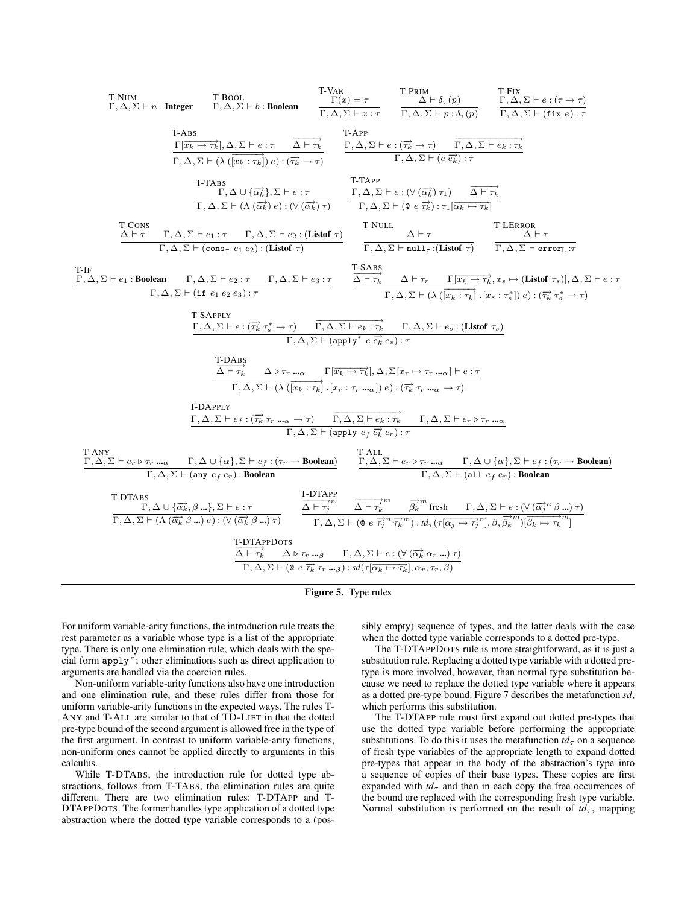$$\textsc{T-Num}\quad \Gamma, \Delta, \Sigma \vdash n : \textbf{Integer} \qquad \textsc{T-Bool}\quad \Gamma, \Delta, \Sigma \vdash b : \textbf{Boolean}$$

$$\textsc{T-Var}\quad \frac{\Gamma(x) = \tau}{\Gamma, \Delta, \Sigma \vdash x : \tau} \qquad \textsc{T-Prim}\quad \frac{\Delta \vdash \delta_\tau(p)}{\Gamma, \Delta, \Sigma \vdash p : \delta_\tau(p)} \qquad \textsc{T-Fix}\quad \frac{\Gamma, \Delta, \Sigma \vdash e : (\tau \to \tau)}{\Gamma, \Delta, \Sigma \vdash (\texttt{fix}\ e) : \tau}$$

$$\textsc{T-Abs}\quad \frac{\Gamma[\overrightarrow{x_k \mapsto \tau_k}], \Delta, \Sigma \vdash e : \tau \qquad \overrightarrow{\Delta \vdash \tau_k}}{\Gamma, \Delta, \Sigma \vdash (\lambda\ ([\overrightarrow{x_k : \tau_k}])\ e) : (\overrightarrow{\tau_k} \to \tau)} \qquad \textsc{T-App}\quad \frac{\Gamma, \Delta, \Sigma \vdash e : (\overrightarrow{\tau_k} \to \tau) \qquad \overrightarrow{\Gamma, \Delta, \Sigma \vdash e_k : \tau_k}}{\Gamma, \Delta, \Sigma \vdash (e\ \overrightarrow{e_k}) : \tau}$$

$$\textsc{T-TAbs}\quad \frac{\Gamma, \Delta \cup \{\overrightarrow{\alpha_k}\}, \Sigma \vdash e : \tau}{\Gamma, \Delta, \Sigma \vdash (\Lambda\ (\overrightarrow{\alpha_k})\ e) : (\forall\ (\overrightarrow{\alpha_k})\ \tau)} \qquad \textsc{T-TApp}\quad \frac{\Gamma, \Delta, \Sigma \vdash e : (\forall\ (\overrightarrow{\alpha_k})\ \tau_1) \qquad \overrightarrow{\Delta \vdash \tau_k}}{\Gamma, \Delta, \Sigma \vdash (\texttt{@}\ e\ \overrightarrow{\tau_k}) : \tau_1[\overrightarrow{\alpha_k \mapsto \tau_k}]}$$

$$\textsc{T-Cons}\quad \frac{\Delta \vdash \tau \qquad \Gamma, \Delta, \Sigma \vdash e_1 : \tau \qquad \Gamma, \Delta, \Sigma \vdash e_2 : (\textbf{Listof}\ \tau)}{\Gamma, \Delta, \Sigma \vdash (\texttt{cons}_\tau\ e_1\ e_2) : (\textbf{Listof}\ \tau)} \qquad \textsc{T-Null}\quad \frac{\Delta \vdash \tau}{\Gamma, \Delta, \Sigma \vdash \texttt{null}_\tau : (\textbf{Listof}\ \tau)} \qquad \textsc{T-LError}\quad \frac{\Delta \vdash \tau}{\Gamma, \Delta, \Sigma \vdash \texttt{error}_{\text{L}} : \tau}$$

$$\textsc{T-If}\quad \frac{\Gamma, \Delta, \Sigma \vdash e_1 : \textbf{Boolean} \qquad \Gamma, \Delta, \Sigma \vdash e_2 : \tau \qquad \Gamma, \Delta, \Sigma \vdash e_3 : \tau}{\Gamma, \Delta, \Sigma \vdash (\texttt{if}\ e_1\ e_2\ e_3) : \tau}$$

$$\textsc{T-SAbs}\quad \frac{\overrightarrow{\Delta \vdash \tau_k} \qquad \Delta \vdash \tau_r \qquad \Gamma[\overrightarrow{x_k \mapsto \tau_k}, x_s \mapsto (\textbf{Listof}\ \tau_s)], \Delta, \Sigma \vdash e : \tau}{\Gamma, \Delta, \Sigma \vdash (\lambda\ ([\overrightarrow{x_k : \tau_k}]\ .\ [x_s : \tau_s^*])\ e) : (\overrightarrow{\tau_k}\ \tau_s^* \to \tau)}$$

$$\textsc{T-SApply}\quad \frac{\Gamma, \Delta, \Sigma \vdash e : (\overrightarrow{\tau_k}\ \tau_s^* \to \tau) \qquad \overrightarrow{\Gamma, \Delta, \Sigma \vdash e_k : \tau_k} \qquad \Gamma, \Delta, \Sigma \vdash e_s : (\textbf{Listof}\ \tau_s)}{\Gamma, \Delta, \Sigma \vdash (\texttt{apply}^*\ e\ \overrightarrow{e_k}\ e_s) : \tau}$$

$$\textsc{T-DAbs}\quad \frac{\overrightarrow{\Delta \vdash \tau_k} \qquad \Delta \triangleright \tau_r \ldots_\alpha \qquad \Gamma[\overrightarrow{x_k \mapsto \tau_k}], \Delta, \Sigma[x_r \mapsto \tau_r \ldots_\alpha] \vdash e : \tau}{\Gamma, \Delta, \Sigma \vdash (\lambda\ ([\overrightarrow{x_k : \tau_k}]\ .\ [x_r : \tau_r \ldots_\alpha])\ e) : (\overrightarrow{\tau_k}\ \tau_r \ldots_\alpha \to \tau)}$$

$$\textsc{T-DApply}\quad \frac{\Gamma, \Delta, \Sigma \vdash e_f : (\overrightarrow{\tau_k}\ \tau_r \ldots_\alpha \to \tau) \qquad \overrightarrow{\Gamma, \Delta, \Sigma \vdash e_k : \tau_k} \qquad \Gamma, \Delta, \Sigma \vdash e_r \triangleright \tau_r \ldots_\alpha}{\Gamma, \Delta, \Sigma \vdash (\texttt{apply}\ e_f\ \overrightarrow{e_k}\ e_r) : \tau}$$

$$\textsc{T-Any}\quad \frac{\Gamma, \Delta, \Sigma \vdash e_r \triangleright \tau_r \ldots_\alpha \qquad \Gamma, \Delta \cup \{\alpha\}, \Sigma \vdash e_f : (\tau_r \to \textbf{Boolean})}{\Gamma, \Delta, \Sigma \vdash (\texttt{any}\ e_f\ e_r) : \textbf{Boolean}} \qquad \textsc{T-All}\quad \frac{\Gamma, \Delta, \Sigma \vdash e_r \triangleright \tau_r \ldots_\alpha \qquad \Gamma, \Delta \cup \{\alpha\}, \Sigma \vdash e_f : (\tau_r \to \textbf{Boolean})}{\Gamma, \Delta, \Sigma \vdash (\texttt{all}\ e_f\ e_r) : \textbf{Boolean}}$$

$$\textsc{T-DTAbs}\quad \frac{\Gamma, \Delta \cup \{\overrightarrow{\alpha_k}, \beta \ldots\}, \Sigma \vdash e : \tau}{\Gamma, \Delta, \Sigma \vdash (\Lambda\ (\overrightarrow{\alpha_k}\ \beta \ldots)\ e) : (\forall\ (\overrightarrow{\alpha_k}\ \beta \ldots)\ \tau)}$$

$$\textsc{T-DTApp}\quad \frac{\overrightarrow{\Delta \vdash \tau_j}^n \qquad \overrightarrow{\Delta \vdash \tau_k}^m \qquad \overrightarrow{\beta_k}^m \text{ fresh} \qquad \Gamma, \Delta, \Sigma \vdash e : (\forall\ (\overrightarrow{\alpha_j}^n\ \beta \ldots)\ \tau)}{\Gamma, \Delta, \Sigma \vdash (\texttt{@}\ e\ \overrightarrow{\tau_j}^n\ \overrightarrow{\tau_k}^m) : td_\tau(\tau[\overrightarrow{\alpha_j \mapsto \tau_j}^n], \beta, \overrightarrow{\beta_k}^m)[\overrightarrow{\beta_k \mapsto \tau_k}^m]}$$

$$\textsc{T-DTAppDots}\quad \frac{\overrightarrow{\Delta \vdash \tau_k} \qquad \Delta \triangleright \tau_r \ldots_\beta \qquad \Gamma, \Delta, \Sigma \vdash e : (\forall\ (\overrightarrow{\alpha_k}\ \alpha_r \ldots)\ \tau)}{\Gamma, \Delta, \Sigma \vdash (\texttt{@}\ e\ \overrightarrow{\tau_k}\ \tau_r \ldots_\beta) : sd(\tau[\overrightarrow{\alpha_k \mapsto \tau_k}], \alpha_r, \tau_r, \beta)}$$

**Figure 5.** Type rules

For uniform variable-arity functions, the introduction rule treats the rest parameter as a variable whose type is a list of the appropriate type. There is only one elimination rule, which deals with the special form `apply`$^*$; other eliminations such as direct application to arguments are handled via the coercion rules.

Non-uniform variable-arity functions also have one introduction and one elimination rule, and these rules differ from those for uniform variable-arity functions in the expected ways. The rules T-Any and T-All are similar to that of TD-Lift in that the dotted pre-type bound of the second argument is allowed free in the type of the first argument. In contrast to uniform variable-arity functions, non-uniform ones cannot be applied directly to arguments in this calculus.

While T-DTAbs, the introduction rule for dotted type abstractions, follows from T-TAbs, the elimination rules are quite different. There are two elimination rules: T-DTApp and T-DTAppDots. The former handles type application of a dotted type abstraction where the dotted type variable corresponds to a (possibly empty) sequence of types, and the latter deals with the case when the dotted type variable corresponds to a dotted pre-type.

The T-DTAppDots rule is more straightforward, as it is just a substitution rule. Replacing a dotted type variable with a dotted pre-type is more involved, however, than normal type substitution because we need to replace the dotted type variable where it appears as a dotted pre-type bound. Figure 7 describes the metafunction *sd*, which performs this substitution.

The T-DTApp rule must first expand out dotted pre-types that use the dotted type variable before performing the appropriate substitutions. To do this it uses the metafunction $td_\tau$ on a sequence of fresh type variables of the appropriate length to expand dotted pre-types that appear in the body of the abstraction's type into a sequence of copies of their base types. These copies are first expanded with $td_\tau$ and then in each copy the free occurrences of the bound are replaced with the corresponding fresh type variable. Normal substitution is performed on the result of $td_\tau$, mapping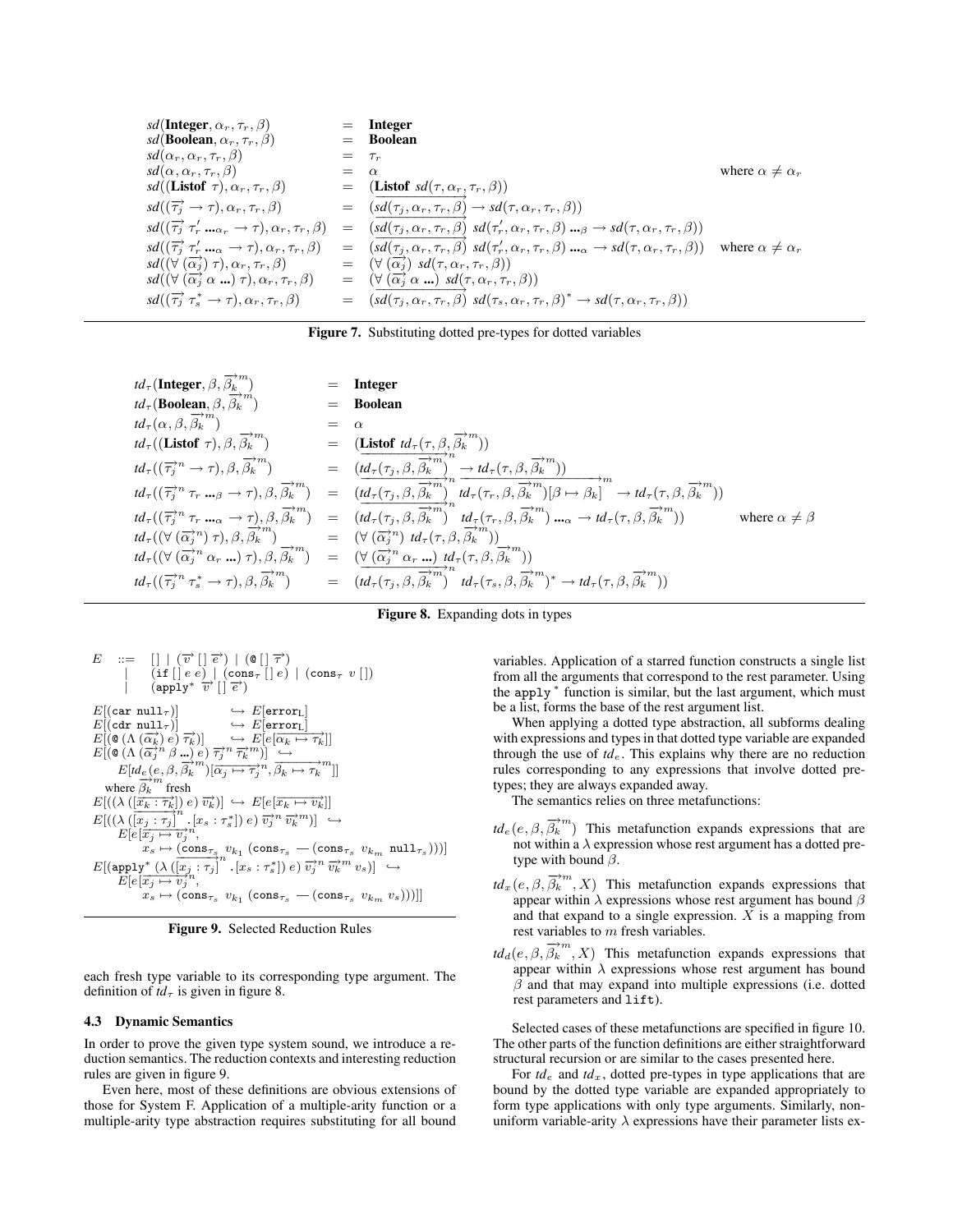$$
\begin{array}{lcll}
sd(\textbf{Integer}, \alpha_r, \tau_r, \beta) & = & \textbf{Integer} & \\
sd(\textbf{Boolean}, \alpha_r, \tau_r, \beta) & = & \textbf{Boolean} & \\
sd(\alpha_r, \alpha_r, \tau_r, \beta) & = & \tau_r & \\
sd(\alpha, \alpha_r, \tau_r, \beta) & = & \alpha & \text{where } \alpha \neq \alpha_r \\
sd((\textbf{Listof } \tau), \alpha_r, \tau_r, \beta) & = & (\textbf{Listof } sd(\tau, \alpha_r, \tau_r, \beta)) & \\
sd((\overrightarrow{\tau_j} \rightarrow \tau), \alpha_r, \tau_r, \beta) & = & (\overrightarrow{sd(\tau_j, \alpha_r, \tau_r, \beta)} \rightarrow sd(\tau, \alpha_r, \tau_r, \beta)) & \\
sd((\overrightarrow{\tau_j}\ \tau_r' \ ..._{\alpha_r} \rightarrow \tau), \alpha_r, \tau_r, \beta) & = & (\overrightarrow{sd(\tau_j, \alpha_r, \tau_r, \beta)}\ sd(\tau_r', \alpha_r, \tau_r, \beta) \ ..._{\beta} \rightarrow sd(\tau, \alpha_r, \tau_r, \beta)) & \\
sd((\overrightarrow{\tau_j}\ \tau_r' \ ..._{\alpha} \rightarrow \tau), \alpha_r, \tau_r, \beta) & = & (\overrightarrow{sd(\tau_j, \alpha_r, \tau_r, \beta)}\ sd(\tau_r', \alpha_r, \tau_r, \beta) \ ..._{\alpha} \rightarrow sd(\tau, \alpha_r, \tau_r, \beta)) & \text{where } \alpha \neq \alpha_r \\
sd((\forall\ (\overrightarrow{\alpha_j})\ \tau), \alpha_r, \tau_r, \beta) & = & (\forall\ (\overrightarrow{\alpha_j})\ sd(\tau, \alpha_r, \tau_r, \beta)) & \\
sd((\forall\ (\overrightarrow{\alpha_j}\ \alpha\ ...)\ \tau), \alpha_r, \tau_r, \beta) & = & (\forall\ (\overrightarrow{\alpha_j}\ \alpha\ ...)\ sd(\tau, \alpha_r, \tau_r, \beta)) & \\
sd((\overrightarrow{\tau_j}\ \tau_s^* \rightarrow \tau), \alpha_r, \tau_r, \beta) & = & (\overrightarrow{sd(\tau_j, \alpha_r, \tau_r, \beta)}\ sd(\tau_s, \alpha_r, \tau_r, \beta)^* \rightarrow sd(\tau, \alpha_r, \tau_r, \beta)) &
\end{array}
$$

**Figure 7.** Substituting dotted pre-types for dotted variables

$$
\begin{array}{lcll}
td_\tau(\textbf{Integer}, \beta, \overrightarrow{\beta_k}^m) & = & \textbf{Integer} & \\
td_\tau(\textbf{Boolean}, \beta, \overrightarrow{\beta_k}^m) & = & \textbf{Boolean} & \\
td_\tau(\alpha, \beta, \overrightarrow{\beta_k}^m) & = & \alpha & \\
td_\tau((\textbf{Listof } \tau), \beta, \overrightarrow{\beta_k}^m) & = & (\textbf{Listof } td_\tau(\tau, \beta, \overrightarrow{\beta_k}^m)) & \\
td_\tau((\overrightarrow{\tau_j}^n \rightarrow \tau), \beta, \overrightarrow{\beta_k}^m) & = & (\overrightarrow{td_\tau(\tau_j, \beta, \overrightarrow{\beta_k}^m)}^n \rightarrow td_\tau(\tau, \beta, \overrightarrow{\beta_k}^m)) & \\
td_\tau((\overrightarrow{\tau_j}^n\ \tau_r \ ..._{\beta} \rightarrow \tau), \beta, \overrightarrow{\beta_k}^m) & = & (\overrightarrow{td_\tau(\tau_j, \beta, \overrightarrow{\beta_k}^m)}^n\ \overrightarrow{td_\tau(\tau_r, \beta, \overrightarrow{\beta_k}^m)[\beta \mapsto \beta_k]}^m \rightarrow td_\tau(\tau, \beta, \overrightarrow{\beta_k}^m)) & \\
td_\tau((\overrightarrow{\tau_j}^n\ \tau_r \ ..._{\alpha} \rightarrow \tau), \beta, \overrightarrow{\beta_k}^m) & = & (\overrightarrow{td_\tau(\tau_j, \beta, \overrightarrow{\beta_k}^m)}^n\ td_\tau(\tau_r, \beta, \overrightarrow{\beta_k}^m) \ ..._{\alpha} \rightarrow td_\tau(\tau, \beta, \overrightarrow{\beta_k}^m)) & \text{where } \alpha \neq \beta \\
td_\tau((\forall\ (\overrightarrow{\alpha_j}^n)\ \tau), \beta, \overrightarrow{\beta_k}^m) & = & (\forall\ (\overrightarrow{\alpha_j}^n)\ td_\tau(\tau, \beta, \overrightarrow{\beta_k}^m)) & \\
td_\tau((\forall\ (\overrightarrow{\alpha_j}^n\ \alpha_r\ ...)\ \tau), \beta, \overrightarrow{\beta_k}^m) & = & (\forall\ (\overrightarrow{\alpha_j}^n\ \alpha_r\ ...)\ td_\tau(\tau, \beta, \overrightarrow{\beta_k}^m)) & \\
td_\tau((\overrightarrow{\tau_j}^n\ \tau_s^* \rightarrow \tau), \beta, \overrightarrow{\beta_k}^m) & = & (\overrightarrow{td_\tau(\tau_j, \beta, \overrightarrow{\beta_k}^m)}^n\ td_\tau(\tau_s, \beta, \overrightarrow{\beta_k}^m)^* \rightarrow td_\tau(\tau, \beta, \overrightarrow{\beta_k}^m)) &
\end{array}
$$

**Figure 8.** Expanding dots in types

$$
\begin{array}{lcl}
E & ::= & [\,] \mid (\overrightarrow{v}\ [\,]\ \overrightarrow{e}) \mid (\texttt{@}\ [\,]\ \overrightarrow{\tau}) \\
 & \mid & (\texttt{if}\ [\,]\ e\ e) \mid (\texttt{cons}_\tau\ [\,]\ e) \mid (\texttt{cons}_\tau\ v\ [\,]) \\
 & \mid & (\texttt{apply}^*\ \overrightarrow{v}\ [\,]\ \overrightarrow{e})
\end{array}
$$

$$
\begin{array}{l}
E[(\texttt{car null}_\tau)] \hookrightarrow E[\texttt{error}_\texttt{L}] \\
E[(\texttt{cdr null}_\tau)] \hookrightarrow E[\texttt{error}_\texttt{L}] \\
E[(\texttt{@}\ (\Lambda\ (\overrightarrow{\alpha_k})\ e)\ \overrightarrow{\tau_k})] \hookrightarrow E[e[\overrightarrow{\alpha_k \mapsto \tau_k}]] \\
E[(\texttt{@}\ (\Lambda\ (\overrightarrow{\alpha_j}^n\ \beta\ ...)\ e)\ \overrightarrow{\tau_j}^n\ \overrightarrow{\tau_k}^m)] \hookrightarrow \\
\qquad E[td_e(e, \beta, \overrightarrow{\beta_k}^m)[\overrightarrow{\alpha_j \mapsto \tau_j}^n, \overrightarrow{\beta_k \mapsto \tau_k}^m]] \\
\quad \text{where } \overrightarrow{\beta_k}^m \text{ fresh} \\
E[((\lambda\ ([\overrightarrow{x_k : \tau_k}])\ e)\ \overrightarrow{v_k})] \hookrightarrow E[e[\overrightarrow{x_k \mapsto v_k}]] \\
E[((\lambda\ ([\overrightarrow{x_j : \tau_j}]^n\ .\ [x_s : \tau_s^*])\ e)\ \overrightarrow{v_j}^n\ \overrightarrow{v_k}^m)] \hookrightarrow \\
\qquad E[e[\overrightarrow{x_j \mapsto v_j}^n, \\
\qquad\quad x_s \mapsto (\texttt{cons}_{\tau_s}\ v_{k_1}\ (\texttt{cons}_{\tau_s}\ \text{—}\ (\texttt{cons}_{\tau_s}\ v_{k_m}\ \texttt{null}_{\tau_s})))]] \\
E[(\texttt{apply}^*\ (\lambda\ ([\overrightarrow{x_j : \tau_j}]^n\ .\ [x_s : \tau_s^*])\ e)\ \overrightarrow{v_j}^n\ \overrightarrow{v_k}^m\ v_s)] \hookrightarrow \\
\qquad E[e[\overrightarrow{x_j \mapsto v_j}^n, \\
\qquad\quad x_s \mapsto (\texttt{cons}_{\tau_s}\ v_{k_1}\ (\texttt{cons}_{\tau_s}\ \text{—}\ (\texttt{cons}_{\tau_s}\ v_{k_m}\ v_s)))]]
\end{array}
$$

**Figure 9.** Selected Reduction Rules

each fresh type variable to its corresponding type argument. The definition of $td_\tau$ is given in figure 8.

### 4.3 Dynamic Semantics

In order to prove the given type system sound, we introduce a reduction semantics. The reduction contexts and interesting reduction rules are given in figure 9.

Even here, most of these definitions are obvious extensions of those for System F. Application of a multiple-arity function or a multiple-arity type abstraction requires substituting for all bound variables. Application of a starred function constructs a single list from all the arguments that correspond to the rest parameter. Using the `apply`$^*$ function is similar, but the last argument, which must be a list, forms the base of the rest argument list.

When applying a dotted type abstraction, all subforms dealing with expressions and types in that dotted type variable are expanded through the use of $td_e$. This explains why there are no reduction rules corresponding to any expressions that involve dotted pre-types; they are always expanded away.

The semantics relies on three metafunctions:

$td_e(e, \beta, \overrightarrow{\beta_k}^m)$ This metafunction expands expressions that are not within a $\lambda$ expression whose rest argument has a dotted pre-type with bound $\beta$.

$td_x(e, \beta, \overrightarrow{\beta_k}^m, X)$ This metafunction expands expressions that appear within $\lambda$ expressions whose rest argument has bound $\beta$ and that expand to a single expression. $X$ is a mapping from rest variables to $m$ fresh variables.

$td_d(e, \beta, \overrightarrow{\beta_k}^m, X)$ This metafunction expands expressions that appear within $\lambda$ expressions whose rest argument has bound $\beta$ and that may expand into multiple expressions (i.e. dotted rest parameters and `lift`).

Selected cases of these metafunctions are specified in figure 10. The other parts of the function definitions are either straightforward structural recursion or are similar to the cases presented here.

For $td_e$ and $td_x$, dotted pre-types in type applications that are bound by the dotted type variable are expanded appropriately to form type applications with only type arguments. Similarly, non-uniform variable-arity $\lambda$ expressions have their parameter lists ex-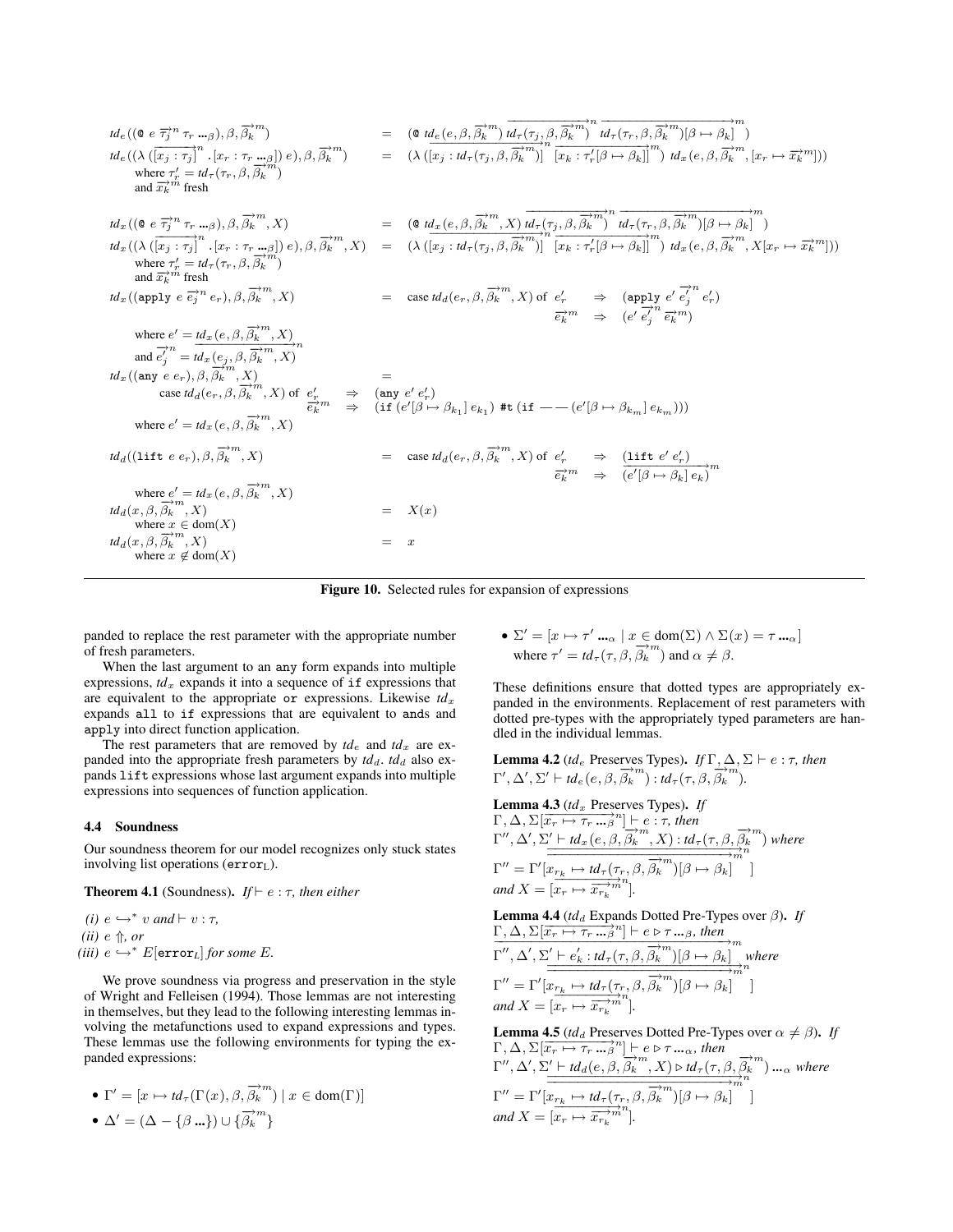$$
\begin{array}{lcl}
td_e((\texttt{@}\ e\ \overrightarrow{\tau_j}^n\ \tau_r\ \texttt{...}_\beta), \beta, \overrightarrow{\beta_k}^m) & = & (\texttt{@}\ td_e(e, \beta, \overrightarrow{\beta_k}^m)\ \overrightarrow{td_\tau(\tau_j, \beta, \overrightarrow{\beta_k}^m)}^n\ \overrightarrow{td_\tau(\tau_r, \beta, \overrightarrow{\beta_k}^m)[\beta \mapsto \beta_k]}^m) \\
td_e((\lambda\ (\overrightarrow{[x_j : \tau_j]}^n\ .\ [x_r : \tau_r\ \texttt{...}_\beta])\ e), \beta, \overrightarrow{\beta_k}^m) & = & (\lambda\ (\overrightarrow{[x_j : td_\tau(\tau_j, \beta, \overrightarrow{\beta_k}^m)]}^n\ \overrightarrow{[x_k : \tau_r'[\beta \mapsto \beta_k]]}^m)\ td_x(e, \beta, \overrightarrow{\beta_k}^m, [x_r \mapsto \overrightarrow{x_k}^m])) \\
\quad \text{where } \tau_r' = td_\tau(\tau_r, \beta, \overrightarrow{\beta_k}^m) & & \\
\quad \text{and } \overrightarrow{x_k}^m \text{ fresh} & & \\
& & \\
td_x((\texttt{@}\ e\ \overrightarrow{\tau_j}^n\ \tau_r\ \texttt{...}_\beta), \beta, \overrightarrow{\beta_k}^m, X) & = & (\texttt{@}\ td_x(e, \beta, \overrightarrow{\beta_k}^m, X)\ \overrightarrow{td_\tau(\tau_j, \beta, \overrightarrow{\beta_k}^m)}^n\ \overrightarrow{td_\tau(\tau_r, \beta, \overrightarrow{\beta_k}^m)[\beta \mapsto \beta_k]}^m) \\
td_x((\lambda\ (\overrightarrow{[x_j : \tau_j]}^n\ .\ [x_r : \tau_r\ \texttt{...}_\beta])\ e), \beta, \overrightarrow{\beta_k}^m, X) & = & (\lambda\ (\overrightarrow{[x_j : td_\tau(\tau_j, \beta, \overrightarrow{\beta_k}^m)]}^n\ \overrightarrow{[x_k : \tau_r'[\beta \mapsto \beta_k]]}^m)\ td_x(e, \beta, \overrightarrow{\beta_k}^m, X[x_r \mapsto \overrightarrow{x_k}^m])) \\
\quad \text{where } \tau_r' = td_\tau(\tau_r, \beta, \overrightarrow{\beta_k}^m) & & \\
\quad \text{and } \overrightarrow{x_k}^m \text{ fresh} & & \\
td_x((\texttt{apply}\ e\ \overrightarrow{e_j}^n\ e_r), \beta, \overrightarrow{\beta_k}^m, X) & = & \text{case } td_d(e_r, \beta, \overrightarrow{\beta_k}^m, X) \text{ of } e_r' \Rightarrow (\texttt{apply}\ e'\ \overrightarrow{e_j'}^n\ e_r') \\
& & \qquad\qquad\qquad\qquad\quad\ \ \overrightarrow{e_k}^m \Rightarrow (e'\ \overrightarrow{e_j'}^n\ \overrightarrow{e_k}^m) \\
\quad \text{where } e' = td_x(e, \beta, \overrightarrow{\beta_k}^m, X) & & \\
\quad \text{and } \overrightarrow{e_j'}^n = \overrightarrow{td_x(e_j, \beta, \overrightarrow{\beta_k}^m, X)}^n & & \\
td_x((\texttt{any}\ e\ e_r), \beta, \overrightarrow{\beta_k}^m, X) & = & \\
\quad \text{case } td_d(e_r, \beta, \overrightarrow{\beta_k}^m, X) \text{ of } e_r' \Rightarrow (\texttt{any}\ e'\ e_r') & & \\
\quad \qquad\qquad\qquad\qquad\qquad\quad\ \overrightarrow{e_k}^m \Rightarrow (\texttt{if}\ (e'[\beta \mapsto \beta_{k_1}]\ e_{k_1})\ \texttt{\#t}\ (\texttt{if}\ \text{——}\ (e'[\beta \mapsto \beta_{k_m}]\ e_{k_m}))) & & \\
\quad \text{where } e' = td_x(e, \beta, \overrightarrow{\beta_k}^m, X) & & \\
& & \\
td_d((\texttt{lift}\ e\ e_r), \beta, \overrightarrow{\beta_k}^m, X) & = & \text{case } td_d(e_r, \beta, \overrightarrow{\beta_k}^m, X) \text{ of } e_r' \Rightarrow (\texttt{lift}\ e'\ e_r') \\
& & \qquad\qquad\qquad\qquad\quad\ \ \overrightarrow{e_k}^m \Rightarrow \overrightarrow{(e'[\beta \mapsto \beta_k]\ e_k)}^m \\
\quad \text{where } e' = td_x(e, \beta, \overrightarrow{\beta_k}^m, X) & & \\
td_d(x, \beta, \overrightarrow{\beta_k}^m, X) & = & X(x) \\
\quad \text{where } x \in \text{dom}(X) & & \\
td_d(x, \beta, \overrightarrow{\beta_k}^m, X) & = & x \\
\quad \text{where } x \notin \text{dom}(X) & &
\end{array}
$$

**Figure 10.** Selected rules for expansion of expressions

panded to replace the rest parameter with the appropriate number of fresh parameters.

When the last argument to an `any` form expands into multiple expressions, $td_x$ expands it into a sequence of `if` expressions that are equivalent to the appropriate `or` expressions. Likewise $td_x$ expands `all` to `if` expressions that are equivalent to `and`s and `apply` into direct function application.

The rest parameters that are removed by $td_e$ and $td_x$ are expanded into the appropriate fresh parameters by $td_d$. $td_d$ also expands `lift` expressions whose last argument expands into multiple expressions into sequences of function application.

### 4.4 Soundness

Our soundness theorem for our model recognizes only stuck states involving list operations ($\texttt{error}_\text{L}$).

**Theorem 4.1** (Soundness). *If* $\vdash e : \tau$*, then either*

*(i)* $e \hookrightarrow^* v$ *and* $\vdash v : \tau$*,*
*(ii)* $e \Uparrow$*, or*
*(iii)* $e \hookrightarrow^* E[\texttt{error}_L]$ *for some* $E$*.*

We prove soundness via progress and preservation in the style of Wright and Felleisen (1994). Those lemmas are not interesting in themselves, but they lead to the following interesting lemmas involving the metafunctions used to expand expressions and types. These lemmas use the following environments for typing the expanded expressions:

- $\Gamma' = [x \mapsto td_\tau(\Gamma(x), \beta, \overrightarrow{\beta_k}^m) \mid x \in \text{dom}(\Gamma)]$
- $\Delta' = (\Delta - \{\beta\ \texttt{...}\}) \cup \{\overrightarrow{\beta_k}^m\}$
- $\Sigma' = [x \mapsto \tau'\ \texttt{...}_\alpha \mid x \in \text{dom}(\Sigma) \wedge \Sigma(x) = \tau\ \texttt{...}_\alpha]$
  where $\tau' = td_\tau(\tau, \beta, \overrightarrow{\beta_k}^m)$ and $\alpha \neq \beta$.

These definitions ensure that dotted types are appropriately expanded in the environments. Replacement of rest parameters with dotted pre-types with the appropriately typed parameters are handled in the individual lemmas.

**Lemma 4.2** ($td_e$ Preserves Types). *If* $\Gamma, \Delta, \Sigma \vdash e : \tau$*, then* $\Gamma', \Delta', \Sigma' \vdash td_e(e, \beta, \overrightarrow{\beta_k}^m) : td_\tau(\tau, \beta, \overrightarrow{\beta_k}^m)$*.*

**Lemma 4.3** ($td_x$ Preserves Types). *If* $\Gamma, \Delta, \Sigma[\overrightarrow{x_r \mapsto \tau_r\ \texttt{...}_\beta}^n] \vdash e : \tau$*, then* $\Gamma'', \Delta', \Sigma' \vdash td_x(e, \beta, \overrightarrow{\beta_k}^m, X) : td_\tau(\tau, \beta, \overrightarrow{\beta_k}^m)$ *where* $\Gamma'' = \Gamma'[\overrightarrow{\overrightarrow{x_{r_k} \mapsto td_\tau(\tau_r, \beta, \overrightarrow{\beta_k}^m)[\beta \mapsto \beta_k]}^m}^n]$ *and* $X = [\overrightarrow{x_r \mapsto \overrightarrow{x_{r_k}}^m}^n]$*.*

**Lemma 4.4** ($td_d$ Expands Dotted Pre-Types over $\beta$). *If* $\Gamma, \Delta, \Sigma[\overrightarrow{x_r \mapsto \tau_r\ \texttt{...}_\beta}^n] \vdash e \triangleright \tau\ \texttt{...}_\beta$*, then* $\overrightarrow{\Gamma'', \Delta', \Sigma' \vdash e_k' : td_\tau(\tau, \beta, \overrightarrow{\beta_k}^m)[\beta \mapsto \beta_k]}^m$ *where* $\Gamma'' = \Gamma'[\overrightarrow{\overrightarrow{x_{r_k} \mapsto td_\tau(\tau_r, \beta, \overrightarrow{\beta_k}^m)[\beta \mapsto \beta_k]}^m}^n]$ *and* $X = [\overrightarrow{x_r \mapsto \overrightarrow{x_{r_k}}^m}^n]$*.*

**Lemma 4.5** ($td_d$ Preserves Dotted Pre-Types over $\alpha \neq \beta$). *If* $\Gamma, \Delta, \Sigma[\overrightarrow{x_r \mapsto \tau_r\ \texttt{...}_\beta}^n] \vdash e \triangleright \tau\ \texttt{...}_\alpha$*, then* $\Gamma'', \Delta', \Sigma' \vdash td_d(e, \beta, \overrightarrow{\beta_k}^m, X) \triangleright td_\tau(\tau, \beta, \overrightarrow{\beta_k}^m)\ \texttt{...}_\alpha$ *where* $\Gamma'' = \Gamma'[\overrightarrow{\overrightarrow{x_{r_k} \mapsto td_\tau(\tau_r, \beta, \overrightarrow{\beta_k}^m)[\beta \mapsto \beta_k]}^m}^n]$ *and* $X = [\overrightarrow{x_r \mapsto \overrightarrow{x_{r_k}}^m}^n]$*.*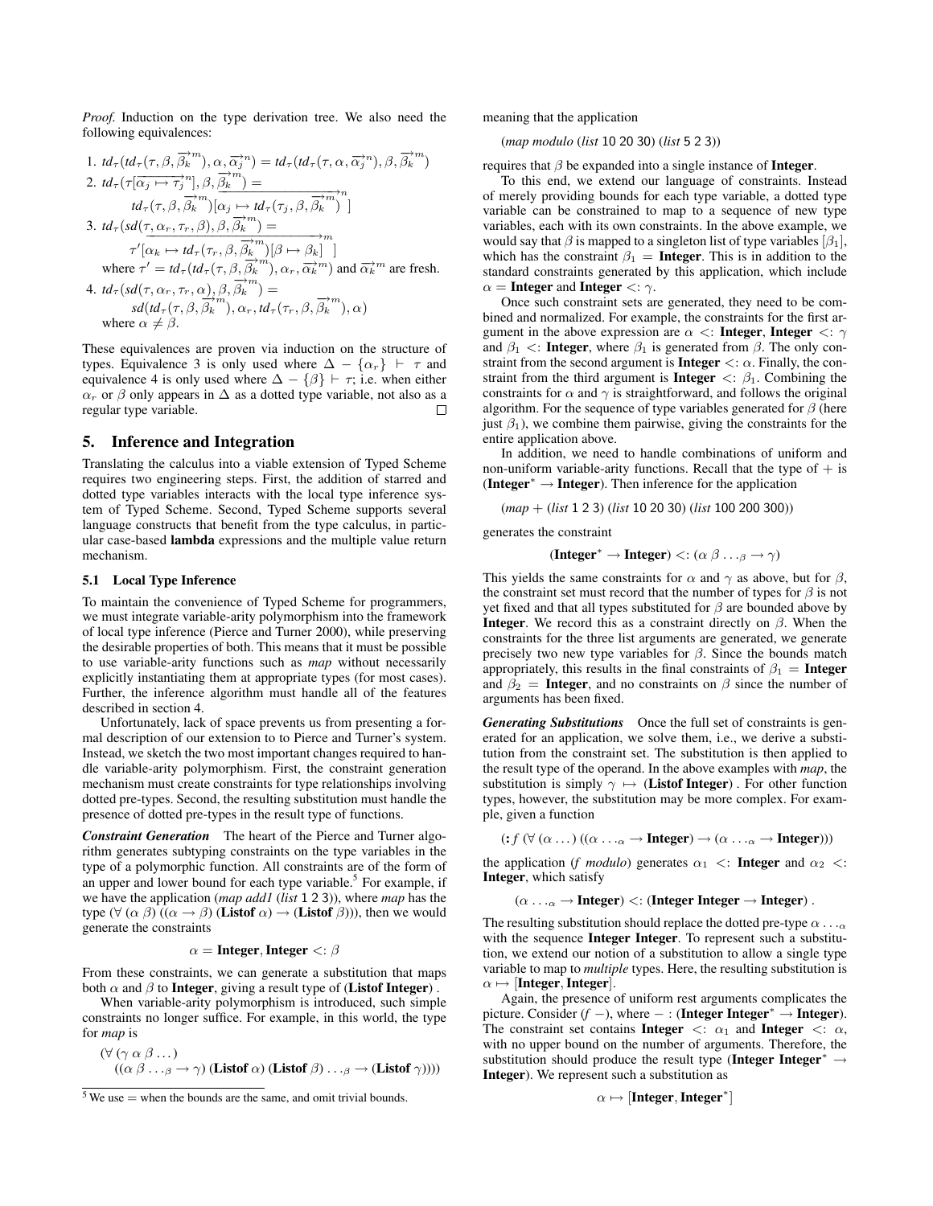*Proof.* Induction on the type derivation tree. We also need the following equivalences:

1. $td_\tau(td_\tau(\tau, \beta, \overrightarrow{\beta_k}^m), \alpha, \overrightarrow{\alpha_j}^n) = td_\tau(td_\tau(\tau, \alpha, \overrightarrow{\alpha_j}^n), \beta, \overrightarrow{\beta_k}^m)$
2. $td_\tau(\tau[\overrightarrow{\alpha_j \mapsto \tau_j}^n], \beta, \overrightarrow{\beta_k}^m) =$
   $td_\tau(\tau, \beta, \overrightarrow{\beta_k}^m)[\overrightarrow{\alpha_j \mapsto td_\tau(\tau_j, \beta, \overrightarrow{\beta_k}^m)}^n]$
3. $td_\tau(sd(\tau, \alpha_r, \tau_r, \beta), \beta, \overrightarrow{\beta_k}^m) =$
   $\tau'[\overrightarrow{\alpha_k \mapsto td_\tau(\tau_r, \beta, \overrightarrow{\beta_k}^m)[\beta \mapsto \beta_k]}^m]$
   where $\tau' = td_\tau(td_\tau(\tau, \beta, \overrightarrow{\beta_k}^m), \alpha_r, \overrightarrow{\alpha_k}^m)$ and $\overrightarrow{\alpha_k}^m$ are fresh.
4. $td_\tau(sd(\tau, \alpha_r, \tau_r, \alpha), \beta, \overrightarrow{\beta_k}^m) =$
   $sd(td_\tau(\tau, \beta, \overrightarrow{\beta_k}^m), \alpha_r, td_\tau(\tau_r, \beta, \overrightarrow{\beta_k}^m), \alpha)$
   where $\alpha \neq \beta$.

These equivalences are proven via induction on the structure of types. Equivalence 3 is only used where $\Delta - \{\alpha_r\} \vdash \tau$ and equivalence 4 is only used where $\Delta - \{\beta\} \vdash \tau$; i.e. when either $\alpha_r$ or $\beta$ only appears in $\Delta$ as a dotted type variable, not also as a regular type variable. □

## 5. Inference and Integration

Translating the calculus into a viable extension of Typed Scheme requires two engineering steps. First, the addition of starred and dotted type variables interacts with the local type inference system of Typed Scheme. Second, Typed Scheme supports several language constructs that benefit from the type calculus, in particular case-based **lambda** expressions and the multiple value return mechanism.

### 5.1 Local Type Inference

To maintain the convenience of Typed Scheme for programmers, we must integrate variable-arity polymorphism into the framework of local type inference (Pierce and Turner 2000), while preserving the desirable properties of both. This means that it must be possible to use variable-arity functions such as *map* without necessarily explicitly instantiating them at appropriate types (for most cases). Further, the inference algorithm must handle all of the features described in section 4.

Unfortunately, lack of space prevents us from presenting a formal description of our extension to to Pierce and Turner's system. Instead, we sketch the two most important changes required to handle variable-arity polymorphism. First, the constraint generation mechanism must create constraints for type relationships involving dotted pre-types. Second, the resulting substitution must handle the presence of dotted pre-types in the result type of functions.

***Constraint Generation*** The heart of the Pierce and Turner algorithm generates subtyping constraints on the type variables in the type of a polymorphic function. All constraints are of the form of an upper and lower bound for each type variable.[5] For example, if we have the application (*map add1* (*list* 1 2 3)), where *map* has the type ($\forall$ ($\alpha$ $\beta$) (($\alpha \to \beta$) (**Listof** $\alpha$) $\to$ (**Listof** $\beta$))), then we would generate the constraints

$$\alpha = \textbf{Integer}, \textbf{Integer} <: \beta$$

From these constraints, we can generate a substitution that maps both $\alpha$ and $\beta$ to **Integer**, giving a result type of (**Listof Integer**) .

When variable-arity polymorphism is introduced, such simple constraints no longer suffice. For example, in this world, the type for *map* is

($\forall$ ($\gamma$ $\alpha$ $\beta$ ...)
  (($\alpha$ $\beta$ $\ldots_\beta$ $\to \gamma$) (**Listof** $\alpha$) (**Listof** $\beta$) $\ldots_\beta$ $\to$ (**Listof** $\gamma$))))

[5] We use = when the bounds are the same, and omit trivial bounds.

meaning that the application

(*map modulo* (*list* 10 20 30) (*list* 5 2 3))

requires that $\beta$ be expanded into a single instance of **Integer**.

To this end, we extend our language of constraints. Instead of merely providing bounds for each type variable, a dotted type variable can be constrained to map to a sequence of new type variables, each with its own constraints. In the above example, we would say that $\beta$ is mapped to a singleton list of type variables $[\beta_1]$, which has the constraint $\beta_1$ = **Integer**. This is in addition to the standard constraints generated by this application, which include $\alpha$ = **Integer** and **Integer** <: $\gamma$.

Once such constraint sets are generated, they need to be combined and normalized. For example, the constraints for the first argument in the above expression are $\alpha$ <: **Integer**, **Integer** <: $\gamma$ and $\beta_1$ <: **Integer**, where $\beta_1$ is generated from $\beta$. The only constraint from the second argument is **Integer** <: $\alpha$. Finally, the constraint from the third argument is **Integer** <: $\beta_1$. Combining the constraints for $\alpha$ and $\gamma$ is straightforward, and follows the original algorithm. For the sequence of type variables generated for $\beta$ (here just $\beta_1$), we combine them pairwise, giving the constraints for the entire application above.

In addition, we need to handle combinations of uniform and non-uniform variable-arity functions. Recall that the type of + is (**Integer**$^*$ $\to$ **Integer**). Then inference for the application

(*map* + (*list* 1 2 3) (*list* 10 20 30) (*list* 100 200 300))

generates the constraint

$$(\textbf{Integer}^* \to \textbf{Integer}) <: (\alpha\ \beta \ldots_\beta \to \gamma)$$

This yields the same constraints for $\alpha$ and $\gamma$ as above, but for $\beta$, the constraint set must record that the number of types for $\beta$ is not yet fixed and that all types substituted for $\beta$ are bounded above by **Integer**. We record this as a constraint directly on $\beta$. When the constraints for the three list arguments are generated, we generate precisely two new type variables for $\beta$. Since the bounds match appropriately, this results in the final constraints of $\beta_1$ = **Integer** and $\beta_2$ = **Integer**, and no constraints on $\beta$ since the number of arguments has been fixed.

***Generating Substitutions*** Once the full set of constraints is generated for an application, we solve them, i.e., we derive a substitution from the constraint set. The substitution is then applied to the result type of the operand. In the above examples with *map*, the substitution is simply $\gamma \mapsto$ (**Listof Integer**) . For other function types, however, the substitution may be more complex. For example, given a function

(**:** *f* ($\forall$ ($\alpha$ ...) (($\alpha$ $\ldots_\alpha$ $\to$ **Integer**) $\to$ ($\alpha$ $\ldots_\alpha$ $\to$ **Integer**)))

the application (*f modulo*) generates $\alpha_1$ <: **Integer** and $\alpha_2$ <: **Integer**, which satisfy

$$(\alpha \ldots_\alpha \to \textbf{Integer}) <: (\textbf{Integer Integer} \to \textbf{Integer})\ .$$

The resulting substitution should replace the dotted pre-type $\alpha \ldots_\alpha$ with the sequence **Integer Integer**. To represent such a substitution, we extend our notion of a substitution to allow a single type variable to map to *multiple* types. Here, the resulting substitution is $\alpha \mapsto$ [**Integer**, **Integer**].

Again, the presence of uniform rest arguments complicates the picture. Consider (*f* $-$), where $-$ : (**Integer Integer**$^*$ $\to$ **Integer**). The constraint set contains **Integer** <: $\alpha_1$ and **Integer** <: $\alpha$, with no upper bound on the number of arguments. Therefore, the substitution should produce the result type (**Integer Integer**$^*$ $\to$ **Integer**). We represent such a substitution as

$$\alpha \mapsto [\textbf{Integer}, \textbf{Integer}^*]$$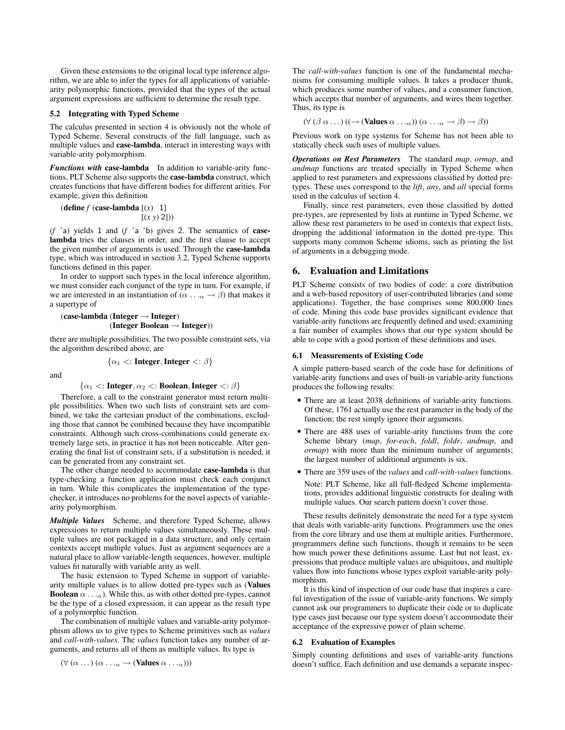Given these extensions to the original local type inference algorithm, we are able to infer the types for all applications of variable-arity polymorphic functions, provided that the types of the actual argument expressions are sufficient to determine the result type.

### 5.2 Integrating with Typed Scheme

The calculus presented in section 4 is obviously not the whole of Typed Scheme. Several constructs of the full language, such as multiple values and **case-lambda**, interact in interesting ways with variable-arity polymorphism.

***Functions with* case-lambda** In addition to variable-arity functions, PLT Scheme also supports the **case-lambda** construct, which creates functions that have different bodies for different arities. For example, given this definition

```
(define f (case-lambda [(x)   1]
                       [(x y) 2]))
```

(*f* 'a) yields 1 and (*f* 'a 'b) gives 2. The semantics of **case-lambda** tries the clauses in order, and the first clause to accept the given number of arguments is used. Through the **case-lambda** type, which was introduced in section 3.2, Typed Scheme supports functions defined in this paper.

In order to support such types in the local inference algorithm, we must consider each conjunct of the type in turn. For example, if we are interested in an instantiation of $(\alpha \ldots_{\alpha} \rightarrow \beta)$ that makes it a supertype of

(**case-lambda** (**Integer** $\rightarrow$ **Integer**)
(**Integer Boolean** $\rightarrow$ **Integer**))

there are multiple possibilities. The two possible constraint sets, via the algorithm described above, are

$$\{\alpha_1 <: \textbf{Integer}, \textbf{Integer} <: \beta\}$$

and

$$\{\alpha_1 <: \textbf{Integer}, \alpha_2 <: \textbf{Boolean}, \textbf{Integer} <: \beta\}$$

Therefore, a call to the constraint generator must return multiple possibilities. When two such lists of constraint sets are combined, we take the cartesian product of the combinations, excluding those that cannot be combined because they have incompatible constraints. Although such cross-combinations could generate extremely large sets, in practice it has not been noticeable. After generating the final list of constraint sets, if a substitution is needed, it can be generated from any constraint set.

The other change needed to accommodate **case-lambda** is that type-checking a function application must check each conjunct in turn. While this complicates the implementation of the type-checker, it introduces no problems for the novel aspects of variable-arity polymorphism.

***Multiple Values*** Scheme, and therefore Typed Scheme, allows expressions to return multiple values simultaneously. These multiple values are not packaged in a data structure, and only certain contexts accept multiple values. Just as argument sequences are a natural place to allow variable-length sequences, however, multiple values fit naturally with variable arity as well.

The basic extension to Typed Scheme in support of variable-arity multiple values is to allow dotted pre-types such as (**Values Boolean** $\alpha \ldots_{\alpha}$). While this, as with other dotted pre-types, cannot be the type of a closed expression, it can appear as the result type of a polymorphic function.

The combination of multiple values and variable-arity polymorphism allows us to give types to Scheme primitives such as *values* and *call-with-values*. The *values* function takes any number of arguments, and returns all of them as multiple values. Its type is

$$(\forall\ (\alpha \ldots)\ (\alpha \ldots_{\alpha} \rightarrow (\textbf{Values}\ \alpha \ldots_{\alpha})))$$

The *call-with-values* function is one of the fundamental mechanisms for consuming multiple values. It takes a producer thunk, which produces some number of values, and a consumer function, which accepts that number of arguments, and wires them together. Thus, its type is

$$(\forall\ (\beta\ \alpha \ldots)\ ((\rightarrow (\textbf{Values}\ \alpha \ldots_{\alpha}))\ (\alpha \ldots_{\alpha} \rightarrow \beta) \rightarrow \beta))$$

Previous work on type systems for Scheme has not been able to statically check such uses of multiple values.

***Operations on Rest Parameters*** The standard *map*, *ormap*, and *andmap* functions are treated specially in Typed Scheme when applied to rest parameters and expressions classified by dotted pre-types. These uses correspond to the *lift*, *any*, and *all* special forms used in the calculus of section 4.

Finally, since rest parameters, even those classified by dotted pre-types, are represented by lists at runtime in Typed Scheme, we allow these rest parameters to be used in contexts that expect lists, dropping the additional information in the dotted pre-type. This supports many common Scheme idioms, such as printing the list of arguments in a debugging mode.

## 6. Evaluation and Limitations

PLT Scheme consists of two bodies of code: a core distribution and a web-based repository of user-contributed libraries (and some applications). Together, the base comprises some 800,000 lines of code. Mining this code base provides significant evidence that variable-arity functions are frequently defined and used; examining a fair number of examples shows that our type system should be able to cope with a good portion of these definitions and uses.

### 6.1 Measurements of Existing Code

A simple pattern-based search of the code base for definitions of variable-arity functions and uses of built-in variable-arity functions produces the following results:

- There are at least 2038 definitions of variable-arity functions. Of these, 1761 actually use the rest parameter in the body of the function; the rest simply ignore their arguments.
- There are 488 uses of variable-arity functions from the core Scheme library (*map*, *for-each*, *foldl*, *foldr*, *andmap*, and *ormap*) with more than the minimum number of arguments; the largest number of additional arguments is six.
- There are 359 uses of the *values* and *call-with-values* functions.

  Note: PLT Scheme, like all full-fledged Scheme implementations, provides additional linguistic constructs for dealing with multiple values. Our search pattern doesn't cover those.

These results definitely demonstrate the need for a type system that deals with variable-arity functions. Programmers use the ones from the core library and use them at multiple arities. Furthermore, programmers define such functions, though it remains to be seen how much power these definitions assume. Last but not least, expressions that produce multiple values are ubiquitous, and multiple values flow into functions whose types exploit variable-arity polymorphism.

It is this kind of inspection of our code base that inspires a careful investigation of the issue of variable-arity functions. We simply cannot ask our programmers to duplicate their code or to duplicate type cases just because our type system doesn't accommodate their acceptance of the expressive power of plain scheme.

### 6.2 Evaluation of Examples

Simply counting definitions and uses of variable-arity functions doesn't suffice. Each definition and use demands a separate inspec-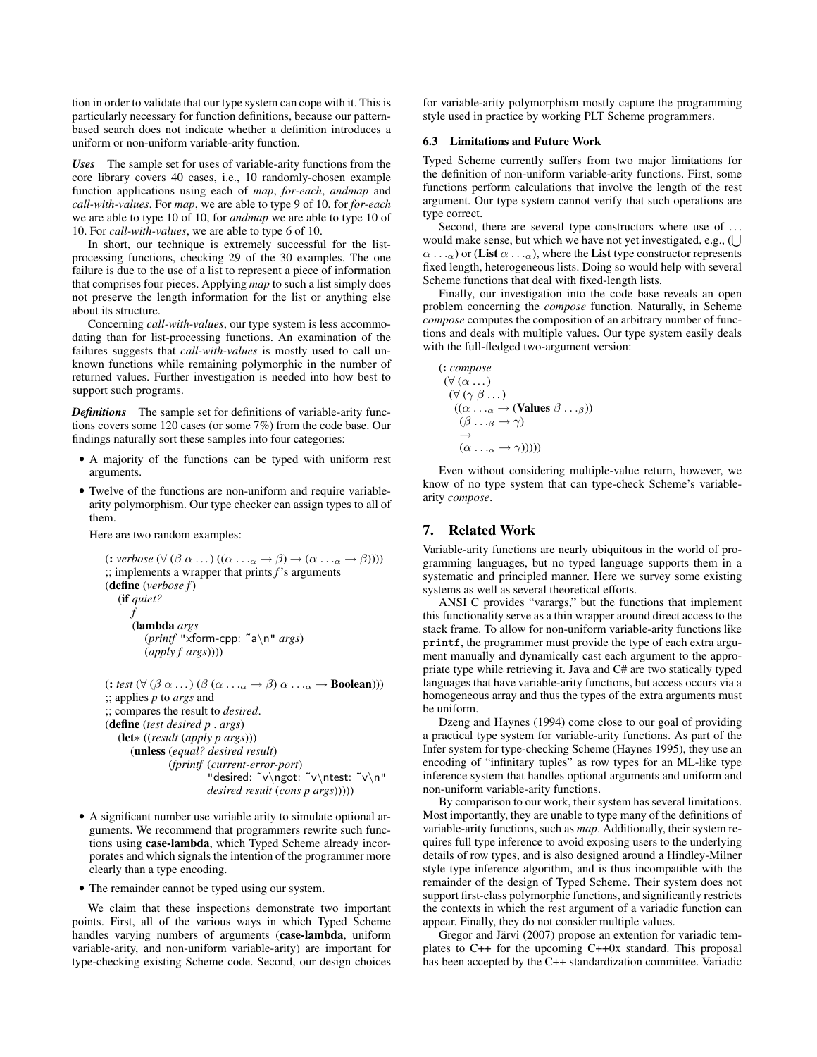tion in order to validate that our type system can cope with it. This is particularly necessary for function definitions, because our pattern-based search does not indicate whether a definition introduces a uniform or non-uniform variable-arity function.

***Uses*** The sample set for uses of variable-arity functions from the core library covers 40 cases, i.e., 10 randomly-chosen example function applications using each of *map*, *for-each*, *andmap* and *call-with-values*. For *map*, we are able to type 9 of 10, for *for-each* we are able to type 10 of 10, for *andmap* we are able to type 10 of 10. For *call-with-values*, we are able to type 6 of 10.

In short, our technique is extremely successful for the list-processing functions, checking 29 of the 30 examples. The one failure is due to the use of a list to represent a piece of information that comprises four pieces. Applying *map* to such a list simply does not preserve the length information for the list or anything else about its structure.

Concerning *call-with-values*, our type system is less accommodating than for list-processing functions. An examination of the failures suggests that *call-with-values* is mostly used to call unknown functions while remaining polymorphic in the number of returned values. Further investigation is needed into how best to support such programs.

***Definitions*** The sample set for definitions of variable-arity functions covers some 120 cases (or some 7%) from the code base. Our findings naturally sort these samples into four categories:

- A majority of the functions can be typed with uniform rest arguments.
- Twelve of the functions are non-uniform and require variable-arity polymorphism. Our type checker can assign types to all of them.

  Here are two random examples:

  (**:** *verbose* $(\forall\ (\beta\ \alpha\ \ldots)\ ((\alpha\ \ldots_\alpha \rightarrow \beta) \rightarrow (\alpha\ \ldots_\alpha \rightarrow \beta))))$
  ;; implements a wrapper that prints *f*'s arguments
  (**define** (*verbose f*)
  (**if** *quiet?*
  *f*
  (**lambda** *args*
  (*printf* "xform-cpp: ~a\n" *args*)
  (*apply f args*))))

  (**:** *test* $(\forall\ (\beta\ \alpha\ \ldots)\ (\beta\ (\alpha\ \ldots_\alpha \rightarrow \beta)\ \alpha\ \ldots_\alpha \rightarrow$ **Boolean**)))
  ;; applies *p* to *args* and
  ;; compares the result to *desired*.
  (**define** (*test desired p . args*)
  (**let*** ((*result* (*apply p args*)))
  (**unless** (*equal? desired result*)
  (*fprintf* (*current-error-port*)
  "desired: ~v\ngot: ~v\ntest: ~v\n"
  *desired result* (*cons p args*)))))

- A significant number use variable arity to simulate optional arguments. We recommend that programmers rewrite such functions using **case-lambda**, which Typed Scheme already incorporates and which signals the intention of the programmer more clearly than a type encoding.
- The remainder cannot be typed using our system.

We claim that these inspections demonstrate two important points. First, all of the various ways in which Typed Scheme handles varying numbers of arguments (**case-lambda**, uniform variable-arity, and non-uniform variable-arity) are important for type-checking existing Scheme code. Second, our design choices for variable-arity polymorphism mostly capture the programming style used in practice by working PLT Scheme programmers.

### 6.3 Limitations and Future Work

Typed Scheme currently suffers from two major limitations for the definition of non-uniform variable-arity functions. First, some functions perform calculations that involve the length of the rest argument. Our type system cannot verify that such operations are type correct.

Second, there are several type constructors where use of $\ldots$ would make sense, but which we have not yet investigated, e.g., $(\bigcup\ \alpha\ \ldots_\alpha)$ or (**List** $\alpha\ \ldots_\alpha$), where the **List** type constructor represents fixed length, heterogeneous lists. Doing so would help with several Scheme functions that deal with fixed-length lists.

Finally, our investigation into the code base reveals an open problem concerning the *compose* function. Naturally, in Scheme *compose* computes the composition of an arbitrary number of functions and deals with multiple values. Our type system easily deals with the full-fledged two-argument version:

(**:** *compose*
$(\forall\ (\alpha\ \ldots)$
$(\forall\ (\gamma\ \beta\ \ldots)$
$((\alpha\ \ldots_\alpha \rightarrow$ (**Values** $\beta\ \ldots_\beta))$
$(\beta\ \ldots_\beta \rightarrow \gamma)$
$\rightarrow$
$(\alpha\ \ldots_\alpha \rightarrow \gamma)))))$

Even without considering multiple-value return, however, we know of no type system that can type-check Scheme's variable-arity *compose*.

## 7. Related Work

Variable-arity functions are nearly ubiquitous in the world of programming languages, but no typed language supports them in a systematic and principled manner. Here we survey some existing systems as well as several theoretical efforts.

ANSI C provides "varargs," but the functions that implement this functionality serve as a thin wrapper around direct access to the stack frame. To allow for non-uniform variable-arity functions like `printf`, the programmer must provide the type of each extra argument manually and dynamically cast each argument to the appropriate type while retrieving it. Java and C# are two statically typed languages that have variable-arity functions, but access occurs via a homogeneous array and thus the types of the extra arguments must be uniform.

Dzeng and Haynes (1994) come close to our goal of providing a practical type system for variable-arity functions. As part of the Infer system for type-checking Scheme (Haynes 1995), they use an encoding of "infinitary tuples" as row types for an ML-like type inference system that handles optional arguments and uniform and non-uniform variable-arity functions.

By comparison to our work, their system has several limitations. Most importantly, they are unable to type many of the definitions of variable-arity functions, such as *map*. Additionally, their system requires full type inference to avoid exposing users to the underlying details of row types, and is also designed around a Hindley-Milner style type inference algorithm, and is thus incompatible with the remainder of the design of Typed Scheme. Their system does not support first-class polymorphic functions, and significantly restricts the contexts in which the rest argument of a variadic function can appear. Finally, they do not consider multiple values.

Gregor and Järvi (2007) propose an extention for variadic templates to C++ for the upcoming C++0x standard. This proposal has been accepted by the C++ standardization committee. Variadic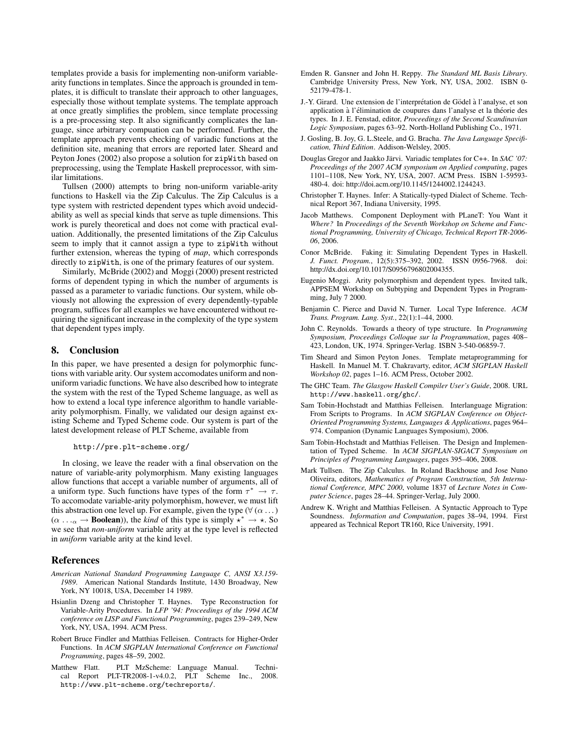templates provide a basis for implementing non-uniform variable-arity functions in templates. Since the approach is grounded in templates, it is difficult to translate their approach to other languages, especially those without template systems. The template approach at once greatly simplifies the problem, since template processing is a pre-processing step. It also significantly complicates the language, since arbitrary compuation can be performed. Further, the template approach prevents checking of variadic functions at the definition site, meaning that errors are reported later. Sheard and Peyton Jones (2002) also propose a solution for `zipWith` based on preprocessing, using the Template Haskell preprocessor, with similar limitations.

Tullsen (2000) attempts to bring non-uniform variable-arity functions to Haskell via the Zip Calculus. The Zip Calculus is a type system with restricted dependent types which avoid undecidability as well as special kinds that serve as tuple dimensions. This work is purely theoretical and does not come with practical evaluation. Additionally, the presented limitations of the Zip Calculus seem to imply that it cannot assign a type to `zipWith` without further extension, whereas the typing of *map*, which corresponds directly to `zipWith`, is one of the primary features of our system.

Similarly, McBride (2002) and Moggi (2000) present restricted forms of dependent typing in which the number of arguments is passed as a parameter to variadic functions. Our system, while obviously not allowing the expression of every dependently-typable program, suffices for all examples we have encountered without requiring the significant increase in the complexity of the type system that dependent types imply.

## 8. Conclusion

In this paper, we have presented a design for polymorphic functions with variable arity. Our system accomodates uniform and non-uniform variadic functions. We have also described how to integrate the system with the rest of the Typed Scheme language, as well as how to extend a local type inference algorithm to handle variable-arity polymorphism. Finally, we validated our design against existing Scheme and Typed Scheme code. Our system is part of the latest development release of PLT Scheme, available from

```
http://pre.plt-scheme.org/
```

In closing, we leave the reader with a final observation on the nature of variable-arity polymorphism. Many existing languages allow functions that accept a variable number of arguments, all of a uniform type. Such functions have types of the form $\tau^* \rightarrow \tau$. To accomodate variable-arity polymorphism, however, we must lift this abstraction one level up. For example, given the type $(\forall\ (\alpha \ldots)\ (\alpha \ldots_{\alpha} \rightarrow \mathbf{Boolean}))$, the *kind* of this type is simply $\star^* \rightarrow \star$. So we see that *non-uniform* variable arity at the type level is reflected in *uniform* variable arity at the kind level.

## References

*American National Standard Programming Language C, ANSI X3.159-1989*. American National Standards Institute, 1430 Broadway, New York, NY 10018, USA, December 14 1989.

Hsianlin Dzeng and Christopher T. Haynes. Type Reconstruction for Variable-Arity Procedures. In *LFP '94: Proceedings of the 1994 ACM conference on LISP and Functional Programming*, pages 239–249, New York, NY, USA, 1994. ACM Press.

Robert Bruce Findler and Matthias Felleisen. Contracts for Higher-Order Functions. In *ACM SIGPLAN International Conference on Functional Programming*, pages 48–59, 2002.

Matthew Flatt. PLT MzScheme: Language Manual. Technical Report PLT-TR2008-1-v4.0.2, PLT Scheme Inc., 2008. `http://www.plt-scheme.org/techreports/`.

Emden R. Gansner and John H. Reppy. *The Standard ML Basis Library*. Cambridge University Press, New York, NY, USA, 2002. ISBN 0-52179-478-1.

J.-Y. Girard. Une extension de l'interprétation de Gödel à l'analyse, et son application à l'élimination de coupures dans l'analyse et la théorie des types. In J. E. Fenstad, editor, *Proceedings of the Second Scandinavian Logic Symposium*, pages 63–92. North-Holland Publishing Co., 1971.

J. Gosling, B. Joy, G. L.Steele, and G. Bracha. *The Java Language Specification, Third Edition*. Addison-Welsley, 2005.

Douglas Gregor and Jaakko Järvi. Variadic templates for C++. In *SAC '07: Proceedings of the 2007 ACM symposium on Applied computing*, pages 1101–1108, New York, NY, USA, 2007. ACM Press. ISBN 1-59593-480-4. doi: http://doi.acm.org/10.1145/1244002.1244243.

Christopher T. Haynes. Infer: A Statically-typed Dialect of Scheme. Technical Report 367, Indiana University, 1995.

Jacob Matthews. Component Deployment with PLaneT: You Want it *Where?* In *Proceedings of the Seventh Workshop on Scheme and Functional Programming, University of Chicago, Technical Report TR-2006-06*, 2006.

Conor McBride. Faking it: Simulating Dependent Types in Haskell. *J. Funct. Program.*, 12(5):375–392, 2002. ISSN 0956-7968. doi: http://dx.doi.org/10.1017/S0956796802004355.

Eugenio Moggi. Arity polymorphism and dependent types. Invited talk, APPSEM Workshop on Subtyping and Dependent Types in Programming, July 7 2000.

Benjamin C. Pierce and David N. Turner. Local Type Inference. *ACM Trans. Program. Lang. Syst.*, 22(1):1–44, 2000.

John C. Reynolds. Towards a theory of type structure. In *Programming Symposium, Proceedings Colloque sur la Programmation*, pages 408–423, London, UK, 1974. Springer-Verlag. ISBN 3-540-06859-7.

Tim Sheard and Simon Peyton Jones. Template metaprogramming for Haskell. In Manuel M. T. Chakravarty, editor, *ACM SIGPLAN Haskell Workshop 02*, pages 1–16. ACM Press, October 2002.

The GHC Team. *The Glasgow Haskell Compiler User's Guide*, 2008. URL `http://www.haskell.org/ghc/`.

Sam Tobin-Hochstadt and Matthias Felleisen. Interlanguage Migration: From Scripts to Programs. In *ACM SIGPLAN Conference on Object-Oriented Programming Systems, Languages & Applications*, pages 964–974. Companion (Dynamic Languages Symposium), 2006.

Sam Tobin-Hochstadt and Matthias Felleisen. The Design and Implementation of Typed Scheme. In *ACM SIGPLAN-SIGACT Symposium on Principles of Programming Languages*, pages 395–406, 2008.

Mark Tullsen. The Zip Calculus. In Roland Backhouse and Jose Nuno Oliveira, editors, *Mathematics of Program Construction, 5th International Conference, MPC 2000*, volume 1837 of *Lecture Notes in Computer Science*, pages 28–44. Springer-Verlag, July 2000.

Andrew K. Wright and Matthias Felleisen. A Syntactic Approach to Type Soundness. *Information and Computation*, pages 38–94, 1994. First appeared as Technical Report TR160, Rice University, 1991.